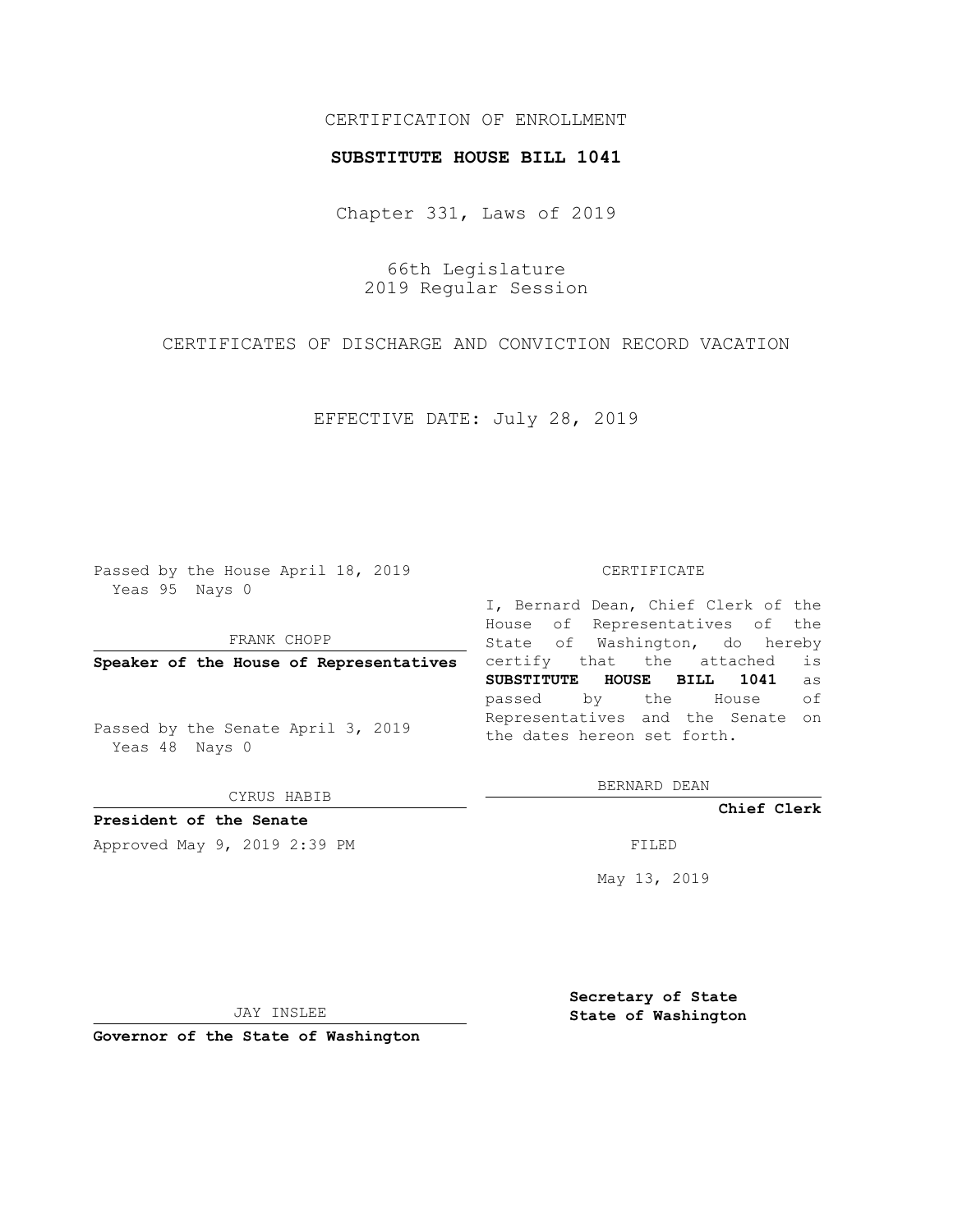CERTIFICATION OF ENROLLMENT

**SUBSTITUTE HOUSE BILL 1041**

Chapter 331, Laws of 2019

66th Legislature
2019 Regular Session

CERTIFICATES OF DISCHARGE AND CONVICTION RECORD VACATION

EFFECTIVE DATE: July 28, 2019

Passed by the House April 18, 2019
Yeas 95 Nays 0

FRANK CHOPP

**Speaker of the House of Representatives**

Passed by the Senate April 3, 2019
Yeas 48 Nays 0

CYRUS HABIB

**President of the Senate**

Approved May 9, 2019 2:39 PM

JAY INSLEE

**Governor of the State of Washington**

CERTIFICATE

I, Bernard Dean, Chief Clerk of the House of Representatives of the State of Washington, do hereby certify that the attached is **SUBSTITUTE HOUSE BILL 1041** as passed by the House of Representatives and the Senate on the dates hereon set forth.

BERNARD DEAN

**Chief Clerk**

FILED

May 13, 2019

**Secretary of State**
**State of Washington**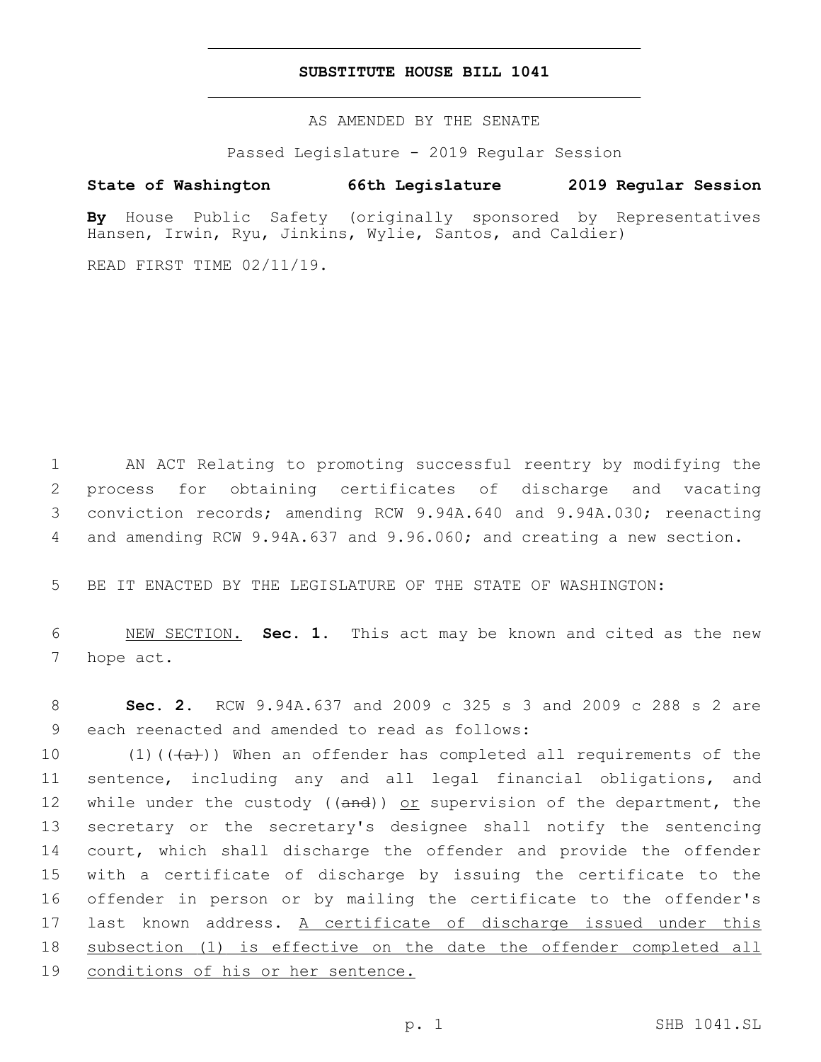# SUBSTITUTE HOUSE BILL 1041

AS AMENDED BY THE SENATE

Passed Legislature - 2019 Regular Session

**State of Washington 66th Legislature 2019 Regular Session**

**By** House Public Safety (originally sponsored by Representatives Hansen, Irwin, Ryu, Jinkins, Wylie, Santos, and Caldier)

READ FIRST TIME 02/11/19.

1 AN ACT Relating to promoting successful reentry by modifying the 2 process for obtaining certificates of discharge and vacating 3 conviction records; amending RCW 9.94A.640 and 9.94A.030; reenacting 4 and amending RCW 9.94A.637 and 9.96.060; and creating a new section.

5 BE IT ENACTED BY THE LEGISLATURE OF THE STATE OF WASHINGTON:

6 NEW SECTION. **Sec. 1.** This act may be known and cited as the new 7 hope act.

8 **Sec. 2.** RCW 9.94A.637 and 2009 c 325 s 3 and 2009 c 288 s 2 are 9 each reenacted and amended to read as follows:

10 (1)((~~(a)~~)) When an offender has completed all requirements of the 11 sentence, including any and all legal financial obligations, and 12 while under the custody ((~~and~~)) or supervision of the department, the 13 secretary or the secretary's designee shall notify the sentencing 14 court, which shall discharge the offender and provide the offender 15 with a certificate of discharge by issuing the certificate to the 16 offender in person or by mailing the certificate to the offender's 17 last known address. A certificate of discharge issued under this 18 subsection (1) is effective on the date the offender completed all 19 conditions of his or her sentence.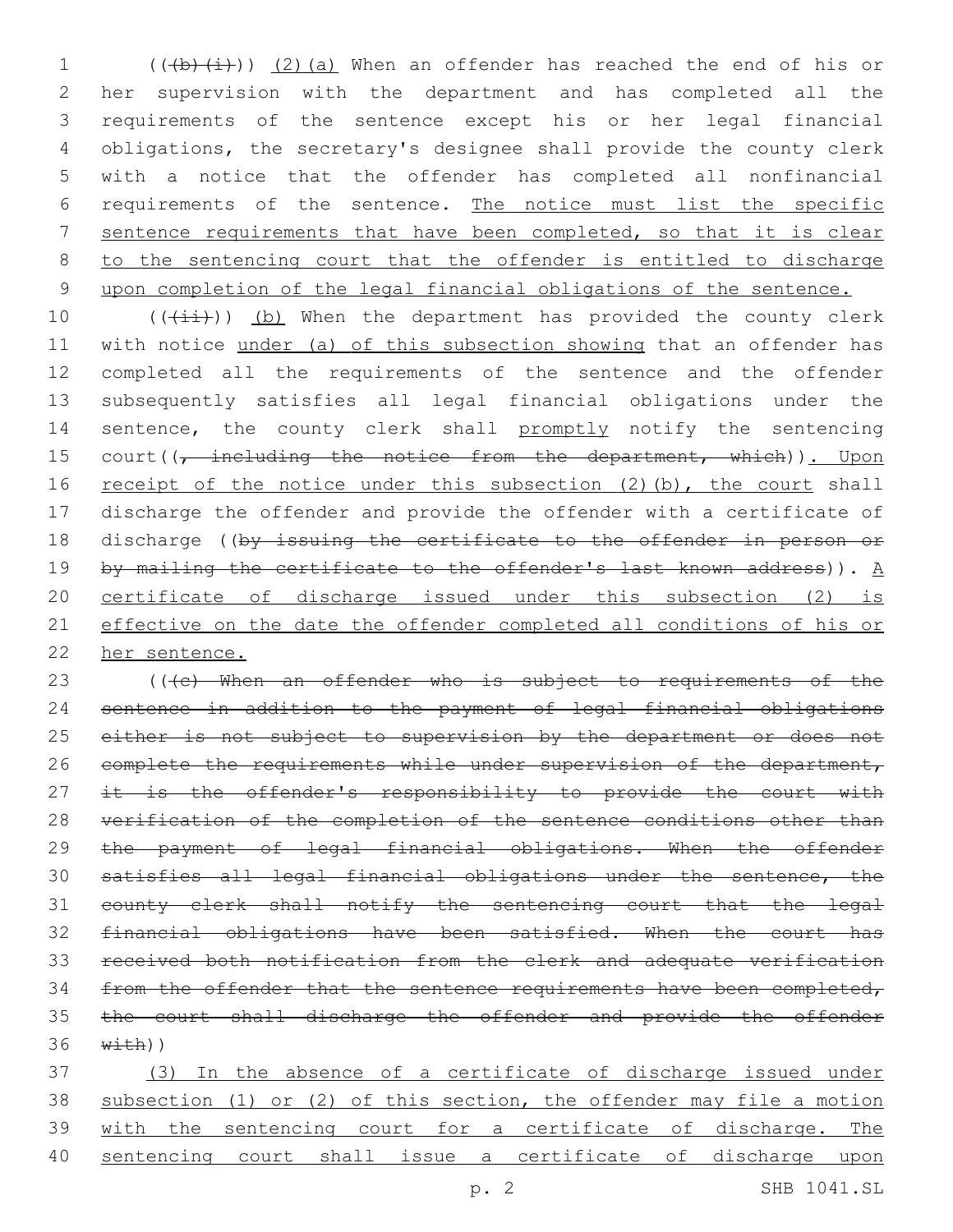(((b)(i))) (2)(a) When an offender has reached the end of his or her supervision with the department and has completed all the requirements of the sentence except his or her legal financial obligations, the secretary's designee shall provide the county clerk with a notice that the offender has completed all nonfinancial requirements of the sentence. The notice must list the specific sentence requirements that have been completed, so that it is clear to the sentencing court that the offender is entitled to discharge upon completion of the legal financial obligations of the sentence.

(((ii))) (b) When the department has provided the county clerk with notice under (a) of this subsection showing that an offender has completed all the requirements of the sentence and the offender subsequently satisfies all legal financial obligations under the sentence, the county clerk shall promptly notify the sentencing court((, including the notice from the department, which)). Upon receipt of the notice under this subsection (2)(b), the court shall discharge the offender and provide the offender with a certificate of discharge ((by issuing the certificate to the offender in person or by mailing the certificate to the offender's last known address)). A certificate of discharge issued under this subsection (2) is effective on the date the offender completed all conditions of his or her sentence.

(((c) When an offender who is subject to requirements of the sentence in addition to the payment of legal financial obligations either is not subject to supervision by the department or does not complete the requirements while under supervision of the department, it is the offender's responsibility to provide the court with verification of the completion of the sentence conditions other than the payment of legal financial obligations. When the offender satisfies all legal financial obligations under the sentence, the county clerk shall notify the sentencing court that the legal financial obligations have been satisfied. When the court has received both notification from the clerk and adequate verification from the offender that the sentence requirements have been completed, the court shall discharge the offender and provide the offender with))

(3) In the absence of a certificate of discharge issued under subsection (1) or (2) of this section, the offender may file a motion with the sentencing court for a certificate of discharge. The sentencing court shall issue a certificate of discharge upon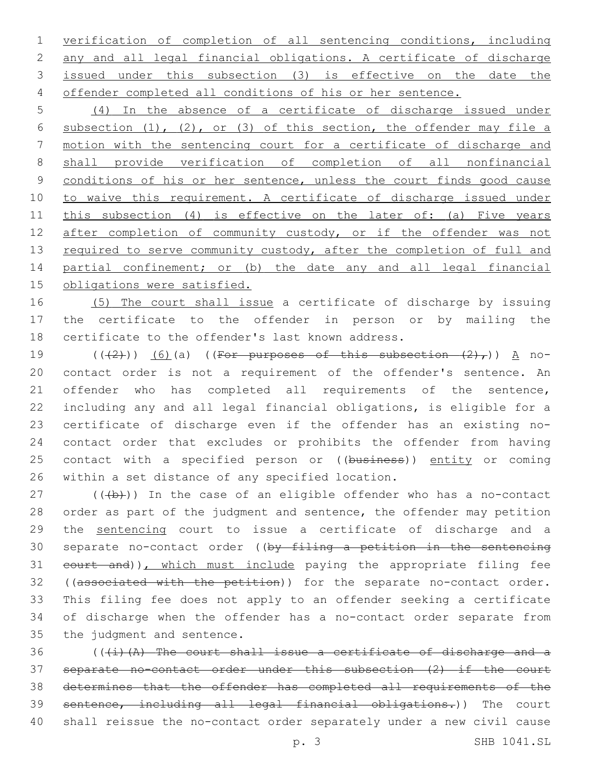verification of completion of all sentencing conditions, including any and all legal financial obligations. A certificate of discharge issued under this subsection (3) is effective on the date the offender completed all conditions of his or her sentence.

(4) In the absence of a certificate of discharge issued under subsection (1), (2), or (3) of this section, the offender may file a motion with the sentencing court for a certificate of discharge and shall provide verification of completion of all nonfinancial conditions of his or her sentence, unless the court finds good cause to waive this requirement. A certificate of discharge issued under this subsection (4) is effective on the later of: (a) Five years after completion of community custody, or if the offender was not required to serve community custody, after the completion of full and partial confinement; or (b) the date any and all legal financial obligations were satisfied.

(5) The court shall issue a certificate of discharge by issuing the certificate to the offender in person or by mailing the certificate to the offender's last known address.

((~~(2)~~)) (6)(a) ((~~For purposes of this subsection (2),~~)) A no-contact order is not a requirement of the offender's sentence. An offender who has completed all requirements of the sentence, including any and all legal financial obligations, is eligible for a certificate of discharge even if the offender has an existing no-contact order that excludes or prohibits the offender from having contact with a specified person or ((~~business~~)) entity or coming within a set distance of any specified location.

((~~(b)~~)) In the case of an eligible offender who has a no-contact order as part of the judgment and sentence, the offender may petition the sentencing court to issue a certificate of discharge and a separate no-contact order ((~~by filing a petition in the sentencing court and~~)), which must include paying the appropriate filing fee ((~~associated with the petition~~)) for the separate no-contact order. This filing fee does not apply to an offender seeking a certificate of discharge when the offender has a no-contact order separate from the judgment and sentence.

((~~(i)(A) The court shall issue a certificate of discharge and a separate no-contact order under this subsection (2) if the court determines that the offender has completed all requirements of the sentence, including all legal financial obligations.~~)) The court shall reissue the no-contact order separately under a new civil cause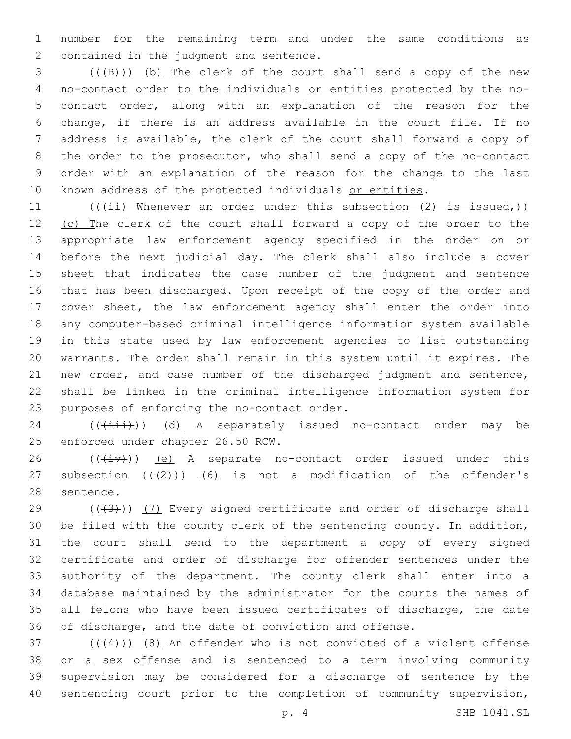number for the remaining term and under the same conditions as contained in the judgment and sentence.

((~~(B)~~)) (b) The clerk of the court shall send a copy of the new no-contact order to the individuals or entities protected by the no-contact order, along with an explanation of the reason for the change, if there is an address available in the court file. If no address is available, the clerk of the court shall forward a copy of the order to the prosecutor, who shall send a copy of the no-contact order with an explanation of the reason for the change to the last known address of the protected individuals or entities.

((~~(ii) Whenever an order under this subsection (2) is issued,~~)) (c) The clerk of the court shall forward a copy of the order to the appropriate law enforcement agency specified in the order on or before the next judicial day. The clerk shall also include a cover sheet that indicates the case number of the judgment and sentence that has been discharged. Upon receipt of the copy of the order and cover sheet, the law enforcement agency shall enter the order into any computer-based criminal intelligence information system available in this state used by law enforcement agencies to list outstanding warrants. The order shall remain in this system until it expires. The new order, and case number of the discharged judgment and sentence, shall be linked in the criminal intelligence information system for purposes of enforcing the no-contact order.

((~~(iii)~~)) (d) A separately issued no-contact order may be enforced under chapter 26.50 RCW.

((~~(iv)~~)) (e) A separate no-contact order issued under this subsection ((~~(2)~~)) (6) is not a modification of the offender's sentence.

((~~(3)~~)) (7) Every signed certificate and order of discharge shall be filed with the county clerk of the sentencing county. In addition, the court shall send to the department a copy of every signed certificate and order of discharge for offender sentences under the authority of the department. The county clerk shall enter into a database maintained by the administrator for the courts the names of all felons who have been issued certificates of discharge, the date of discharge, and the date of conviction and offense.

((~~(4)~~)) (8) An offender who is not convicted of a violent offense or a sex offense and is sentenced to a term involving community supervision may be considered for a discharge of sentence by the sentencing court prior to the completion of community supervision,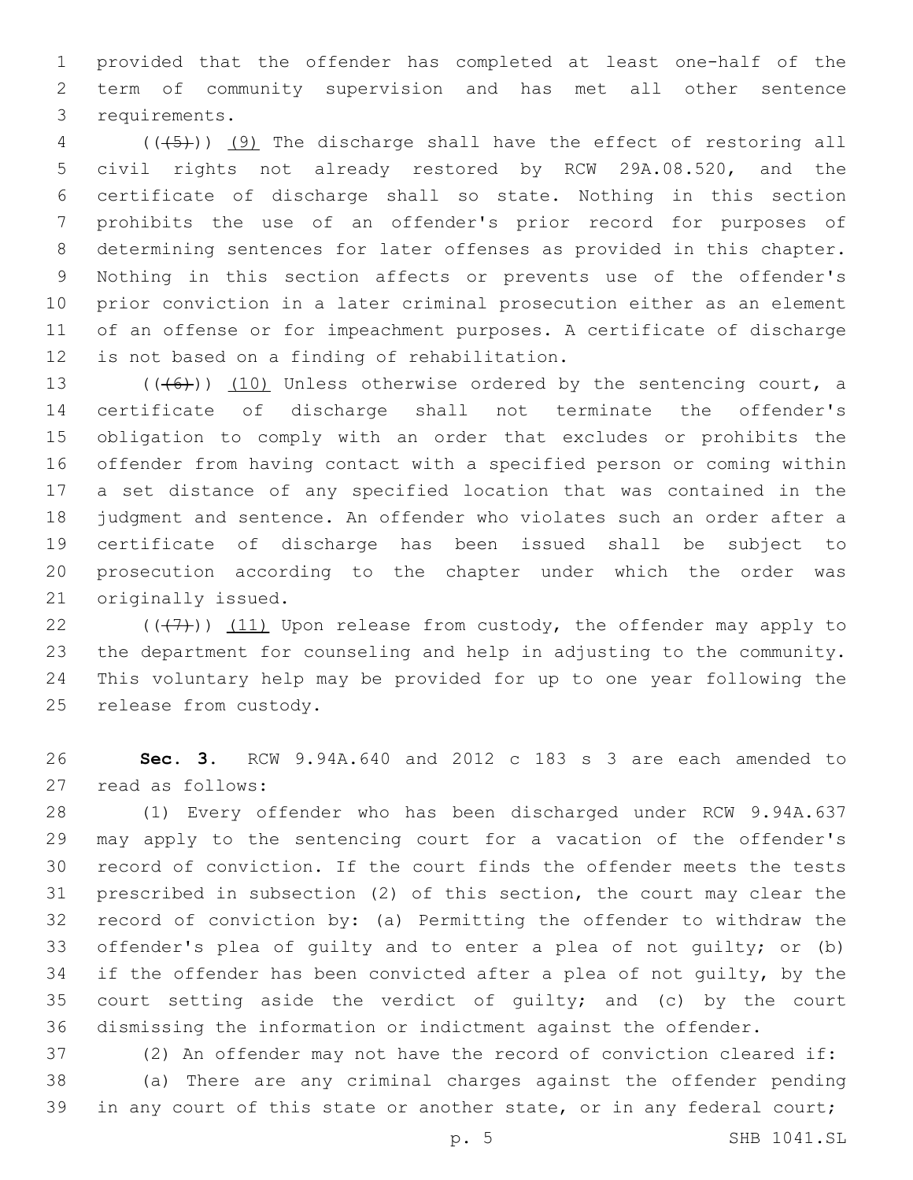provided that the offender has completed at least one-half of the term of community supervision and has met all other sentence requirements.

((~~(5)~~)) (9) The discharge shall have the effect of restoring all civil rights not already restored by RCW 29A.08.520, and the certificate of discharge shall so state. Nothing in this section prohibits the use of an offender's prior record for purposes of determining sentences for later offenses as provided in this chapter. Nothing in this section affects or prevents use of the offender's prior conviction in a later criminal prosecution either as an element of an offense or for impeachment purposes. A certificate of discharge is not based on a finding of rehabilitation.

((~~(6)~~)) (10) Unless otherwise ordered by the sentencing court, a certificate of discharge shall not terminate the offender's obligation to comply with an order that excludes or prohibits the offender from having contact with a specified person or coming within a set distance of any specified location that was contained in the judgment and sentence. An offender who violates such an order after a certificate of discharge has been issued shall be subject to prosecution according to the chapter under which the order was originally issued.

((~~(7)~~)) (11) Upon release from custody, the offender may apply to the department for counseling and help in adjusting to the community. This voluntary help may be provided for up to one year following the release from custody.

**Sec. 3.** RCW 9.94A.640 and 2012 c 183 s 3 are each amended to read as follows:

(1) Every offender who has been discharged under RCW 9.94A.637 may apply to the sentencing court for a vacation of the offender's record of conviction. If the court finds the offender meets the tests prescribed in subsection (2) of this section, the court may clear the record of conviction by: (a) Permitting the offender to withdraw the offender's plea of guilty and to enter a plea of not guilty; or (b) if the offender has been convicted after a plea of not guilty, by the court setting aside the verdict of guilty; and (c) by the court dismissing the information or indictment against the offender.

(2) An offender may not have the record of conviction cleared if:

(a) There are any criminal charges against the offender pending in any court of this state or another state, or in any federal court;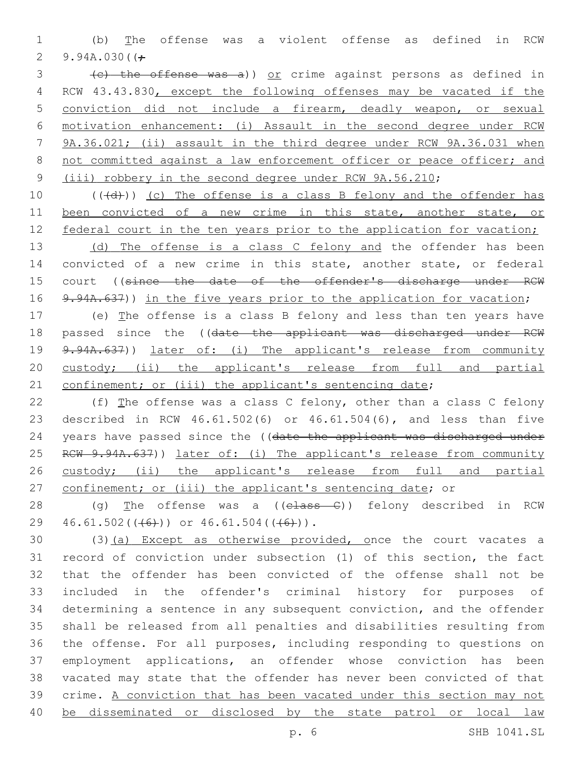(b) The offense was a violent offense as defined in RCW 9.94A.030((;

(c) the offense was a)) or crime against persons as defined in RCW 43.43.830, except the following offenses may be vacated if the conviction did not include a firearm, deadly weapon, or sexual motivation enhancement: (i) Assault in the second degree under RCW 9A.36.021; (ii) assault in the third degree under RCW 9A.36.031 when not committed against a law enforcement officer or peace officer; and (iii) robbery in the second degree under RCW 9A.56.210;

(((d))) (c) The offense is a class B felony and the offender has been convicted of a new crime in this state, another state, or federal court in the ten years prior to the application for vacation;

(d) The offense is a class C felony and the offender has been convicted of a new crime in this state, another state, or federal court ((since the date of the offender's discharge under RCW 9.94A.637)) in the five years prior to the application for vacation;

(e) The offense is a class B felony and less than ten years have passed since the ((date the applicant was discharged under RCW 9.94A.637)) later of: (i) The applicant's release from community custody; (ii) the applicant's release from full and partial confinement; or (iii) the applicant's sentencing date;

(f) The offense was a class C felony, other than a class C felony described in RCW 46.61.502(6) or 46.61.504(6), and less than five years have passed since the ((date the applicant was discharged under RCW 9.94A.637)) later of: (i) The applicant's release from community custody; (ii) the applicant's release from full and partial confinement; or (iii) the applicant's sentencing date; or

(g) The offense was a ((class C)) felony described in RCW 46.61.502(((6))) or 46.61.504(((6))).

(3)(a) Except as otherwise provided, once the court vacates a record of conviction under subsection (1) of this section, the fact that the offender has been convicted of the offense shall not be included in the offender's criminal history for purposes of determining a sentence in any subsequent conviction, and the offender shall be released from all penalties and disabilities resulting from the offense. For all purposes, including responding to questions on employment applications, an offender whose conviction has been vacated may state that the offender has never been convicted of that crime. A conviction that has been vacated under this section may not be disseminated or disclosed by the state patrol or local law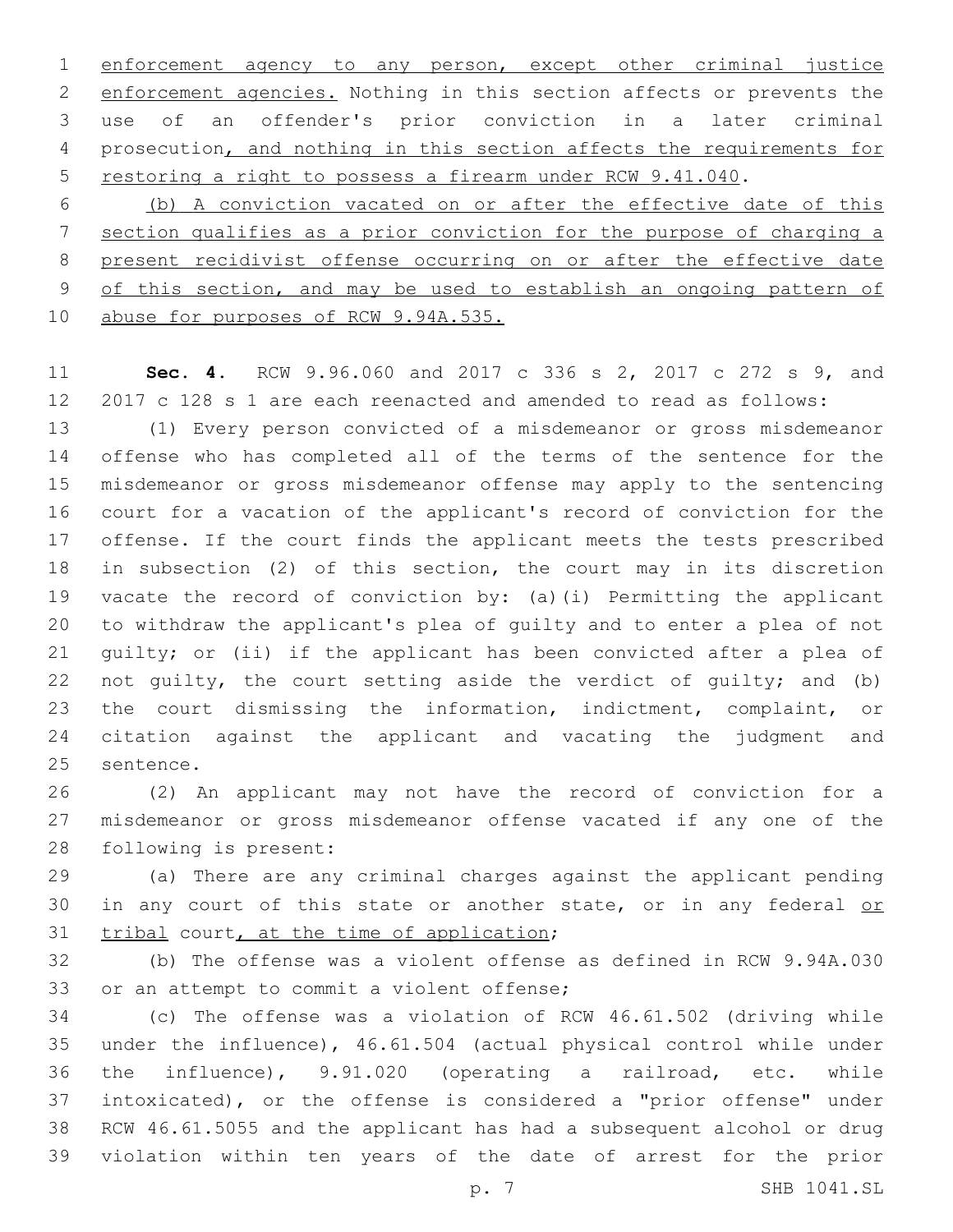enforcement agency to any person, except other criminal justice enforcement agencies. Nothing in this section affects or prevents the use of an offender's prior conviction in a later criminal prosecution, and nothing in this section affects the requirements for restoring a right to possess a firearm under RCW 9.41.040.

(b) A conviction vacated on or after the effective date of this section qualifies as a prior conviction for the purpose of charging a present recidivist offense occurring on or after the effective date of this section, and may be used to establish an ongoing pattern of abuse for purposes of RCW 9.94A.535.

**Sec. 4.** RCW 9.96.060 and 2017 c 336 s 2, 2017 c 272 s 9, and 2017 c 128 s 1 are each reenacted and amended to read as follows:

(1) Every person convicted of a misdemeanor or gross misdemeanor offense who has completed all of the terms of the sentence for the misdemeanor or gross misdemeanor offense may apply to the sentencing court for a vacation of the applicant's record of conviction for the offense. If the court finds the applicant meets the tests prescribed in subsection (2) of this section, the court may in its discretion vacate the record of conviction by: (a)(i) Permitting the applicant to withdraw the applicant's plea of guilty and to enter a plea of not guilty; or (ii) if the applicant has been convicted after a plea of not guilty, the court setting aside the verdict of guilty; and (b) the court dismissing the information, indictment, complaint, or citation against the applicant and vacating the judgment and sentence.

(2) An applicant may not have the record of conviction for a misdemeanor or gross misdemeanor offense vacated if any one of the following is present:

(a) There are any criminal charges against the applicant pending in any court of this state or another state, or in any federal or tribal court, at the time of application;

(b) The offense was a violent offense as defined in RCW 9.94A.030 or an attempt to commit a violent offense;

(c) The offense was a violation of RCW 46.61.502 (driving while under the influence), 46.61.504 (actual physical control while under the influence), 9.91.020 (operating a railroad, etc. while intoxicated), or the offense is considered a "prior offense" under RCW 46.61.5055 and the applicant has had a subsequent alcohol or drug violation within ten years of the date of arrest for the prior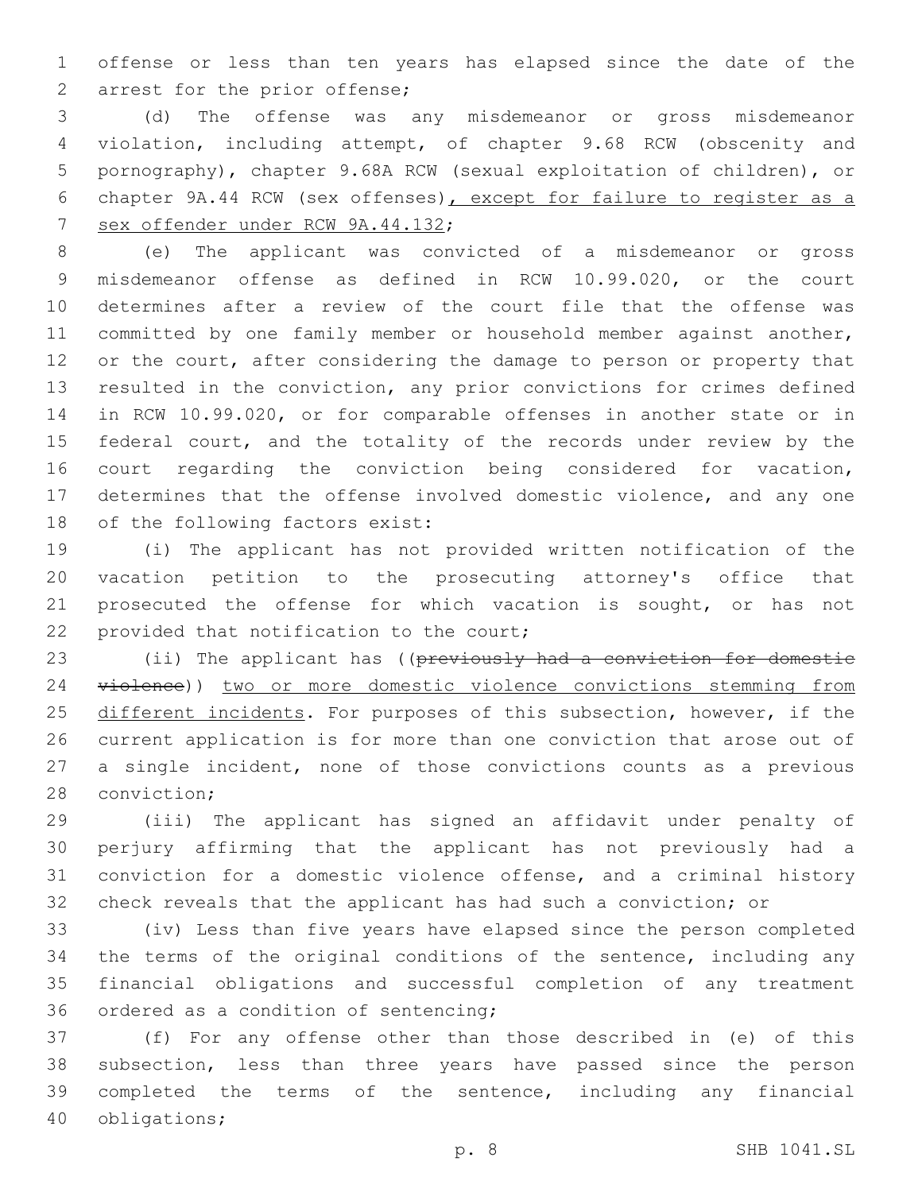offense or less than ten years has elapsed since the date of the arrest for the prior offense;

(d) The offense was any misdemeanor or gross misdemeanor violation, including attempt, of chapter 9.68 RCW (obscenity and pornography), chapter 9.68A RCW (sexual exploitation of children), or chapter 9A.44 RCW (sex offenses), except for failure to register as a sex offender under RCW 9A.44.132;

(e) The applicant was convicted of a misdemeanor or gross misdemeanor offense as defined in RCW 10.99.020, or the court determines after a review of the court file that the offense was committed by one family member or household member against another, or the court, after considering the damage to person or property that resulted in the conviction, any prior convictions for crimes defined in RCW 10.99.020, or for comparable offenses in another state or in federal court, and the totality of the records under review by the court regarding the conviction being considered for vacation, determines that the offense involved domestic violence, and any one of the following factors exist:

(i) The applicant has not provided written notification of the vacation petition to the prosecuting attorney's office that prosecuted the offense for which vacation is sought, or has not provided that notification to the court;

(ii) The applicant has ((~~previously had a conviction for domestic violence~~)) two or more domestic violence convictions stemming from different incidents. For purposes of this subsection, however, if the current application is for more than one conviction that arose out of a single incident, none of those convictions counts as a previous conviction;

(iii) The applicant has signed an affidavit under penalty of perjury affirming that the applicant has not previously had a conviction for a domestic violence offense, and a criminal history check reveals that the applicant has had such a conviction; or

(iv) Less than five years have elapsed since the person completed the terms of the original conditions of the sentence, including any financial obligations and successful completion of any treatment ordered as a condition of sentencing;

(f) For any offense other than those described in (e) of this subsection, less than three years have passed since the person completed the terms of the sentence, including any financial obligations;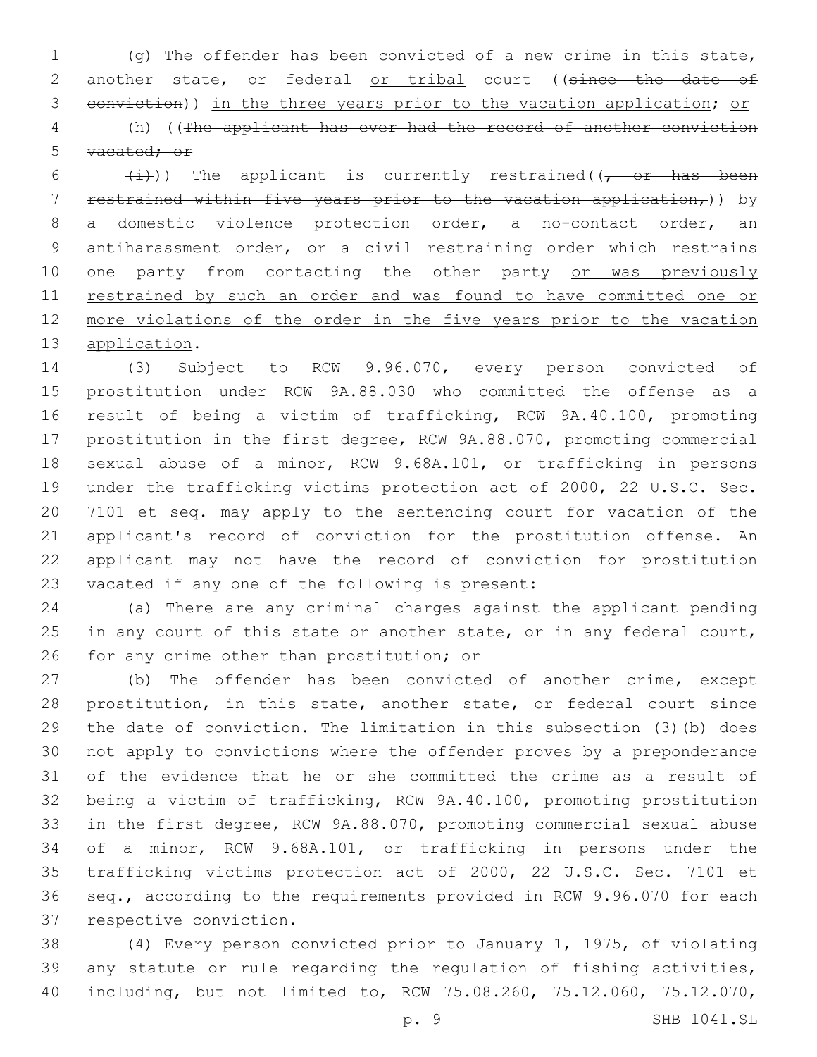(g) The offender has been convicted of a new crime in this state, another state, or federal or tribal court ((since the date of conviction)) in the three years prior to the vacation application; or

(h) ((The applicant has ever had the record of another conviction vacated; or

(i))) The applicant is currently restrained((, or has been restrained within five years prior to the vacation application,)) by a domestic violence protection order, a no-contact order, an antiharassment order, or a civil restraining order which restrains one party from contacting the other party or was previously restrained by such an order and was found to have committed one or more violations of the order in the five years prior to the vacation application.

(3) Subject to RCW 9.96.070, every person convicted of prostitution under RCW 9A.88.030 who committed the offense as a result of being a victim of trafficking, RCW 9A.40.100, promoting prostitution in the first degree, RCW 9A.88.070, promoting commercial sexual abuse of a minor, RCW 9.68A.101, or trafficking in persons under the trafficking victims protection act of 2000, 22 U.S.C. Sec. 7101 et seq. may apply to the sentencing court for vacation of the applicant's record of conviction for the prostitution offense. An applicant may not have the record of conviction for prostitution vacated if any one of the following is present:

(a) There are any criminal charges against the applicant pending in any court of this state or another state, or in any federal court, for any crime other than prostitution; or

(b) The offender has been convicted of another crime, except prostitution, in this state, another state, or federal court since the date of conviction. The limitation in this subsection (3)(b) does not apply to convictions where the offender proves by a preponderance of the evidence that he or she committed the crime as a result of being a victim of trafficking, RCW 9A.40.100, promoting prostitution in the first degree, RCW 9A.88.070, promoting commercial sexual abuse of a minor, RCW 9.68A.101, or trafficking in persons under the trafficking victims protection act of 2000, 22 U.S.C. Sec. 7101 et seq., according to the requirements provided in RCW 9.96.070 for each respective conviction.

(4) Every person convicted prior to January 1, 1975, of violating any statute or rule regarding the regulation of fishing activities, including, but not limited to, RCW 75.08.260, 75.12.060, 75.12.070,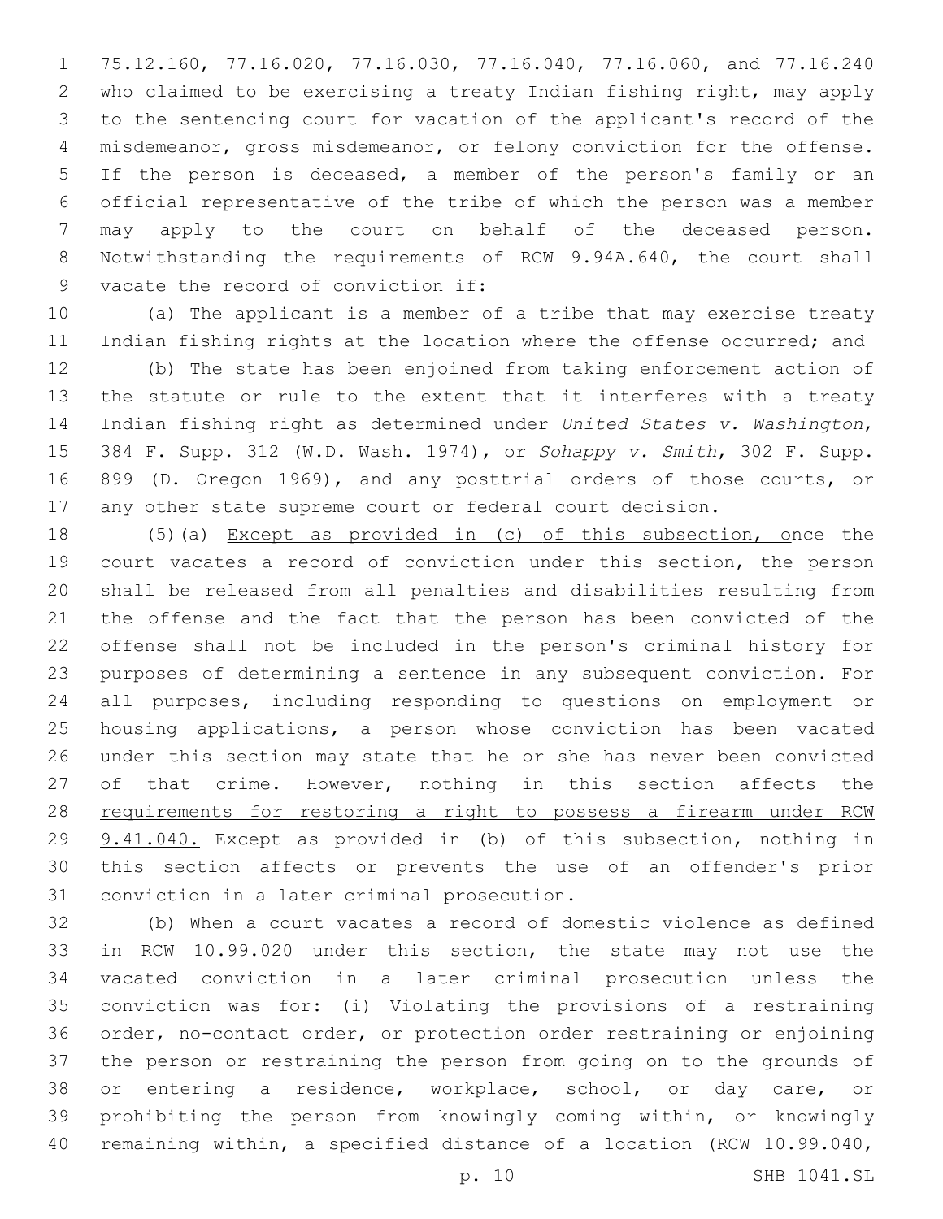75.12.160, 77.16.020, 77.16.030, 77.16.040, 77.16.060, and 77.16.240 who claimed to be exercising a treaty Indian fishing right, may apply to the sentencing court for vacation of the applicant's record of the misdemeanor, gross misdemeanor, or felony conviction for the offense. If the person is deceased, a member of the person's family or an official representative of the tribe of which the person was a member may apply to the court on behalf of the deceased person. Notwithstanding the requirements of RCW 9.94A.640, the court shall vacate the record of conviction if:

(a) The applicant is a member of a tribe that may exercise treaty Indian fishing rights at the location where the offense occurred; and

(b) The state has been enjoined from taking enforcement action of the statute or rule to the extent that it interferes with a treaty Indian fishing right as determined under *United States v. Washington*, 384 F. Supp. 312 (W.D. Wash. 1974), or *Sohappy v. Smith*, 302 F. Supp. 899 (D. Oregon 1969), and any posttrial orders of those courts, or any other state supreme court or federal court decision.

(5)(a) <u>Except as provided in (c) of this subsection, o</u>nce the court vacates a record of conviction under this section, the person shall be released from all penalties and disabilities resulting from the offense and the fact that the person has been convicted of the offense shall not be included in the person's criminal history for purposes of determining a sentence in any subsequent conviction. For all purposes, including responding to questions on employment or housing applications, a person whose conviction has been vacated under this section may state that he or she has never been convicted of that crime. <u>However, nothing in this section affects the requirements for restoring a right to possess a firearm under RCW 9.41.040.</u> Except as provided in (b) of this subsection, nothing in this section affects or prevents the use of an offender's prior conviction in a later criminal prosecution.

(b) When a court vacates a record of domestic violence as defined in RCW 10.99.020 under this section, the state may not use the vacated conviction in a later criminal prosecution unless the conviction was for: (i) Violating the provisions of a restraining order, no-contact order, or protection order restraining or enjoining the person or restraining the person from going on to the grounds of or entering a residence, workplace, school, or day care, or prohibiting the person from knowingly coming within, or knowingly remaining within, a specified distance of a location (RCW 10.99.040,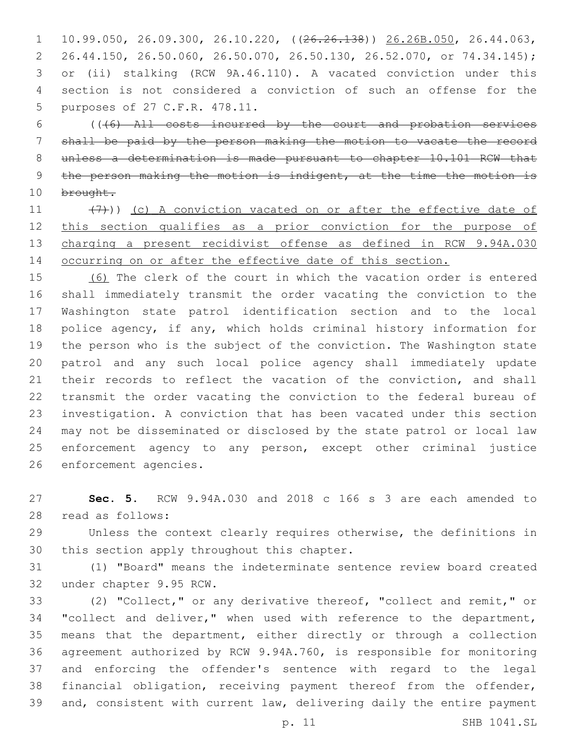10.99.050, 26.09.300, 26.10.220, ((26.26.138)) 26.26B.050, 26.44.063, 26.44.150, 26.50.060, 26.50.070, 26.50.130, 26.52.070, or 74.34.145); or (ii) stalking (RCW 9A.46.110). A vacated conviction under this section is not considered a conviction of such an offense for the purposes of 27 C.F.R. 478.11.

(((6) All costs incurred by the court and probation services shall be paid by the person making the motion to vacate the record unless a determination is made pursuant to chapter 10.101 RCW that the person making the motion is indigent, at the time the motion is brought.

(7))) (c) A conviction vacated on or after the effective date of this section qualifies as a prior conviction for the purpose of charging a present recidivist offense as defined in RCW 9.94A.030 occurring on or after the effective date of this section.

(6) The clerk of the court in which the vacation order is entered shall immediately transmit the order vacating the conviction to the Washington state patrol identification section and to the local police agency, if any, which holds criminal history information for the person who is the subject of the conviction. The Washington state patrol and any such local police agency shall immediately update their records to reflect the vacation of the conviction, and shall transmit the order vacating the conviction to the federal bureau of investigation. A conviction that has been vacated under this section may not be disseminated or disclosed by the state patrol or local law enforcement agency to any person, except other criminal justice enforcement agencies.

**Sec. 5.** RCW 9.94A.030 and 2018 c 166 s 3 are each amended to read as follows:

Unless the context clearly requires otherwise, the definitions in this section apply throughout this chapter.

(1) "Board" means the indeterminate sentence review board created under chapter 9.95 RCW.

(2) "Collect," or any derivative thereof, "collect and remit," or "collect and deliver," when used with reference to the department, means that the department, either directly or through a collection agreement authorized by RCW 9.94A.760, is responsible for monitoring and enforcing the offender's sentence with regard to the legal financial obligation, receiving payment thereof from the offender, and, consistent with current law, delivering daily the entire payment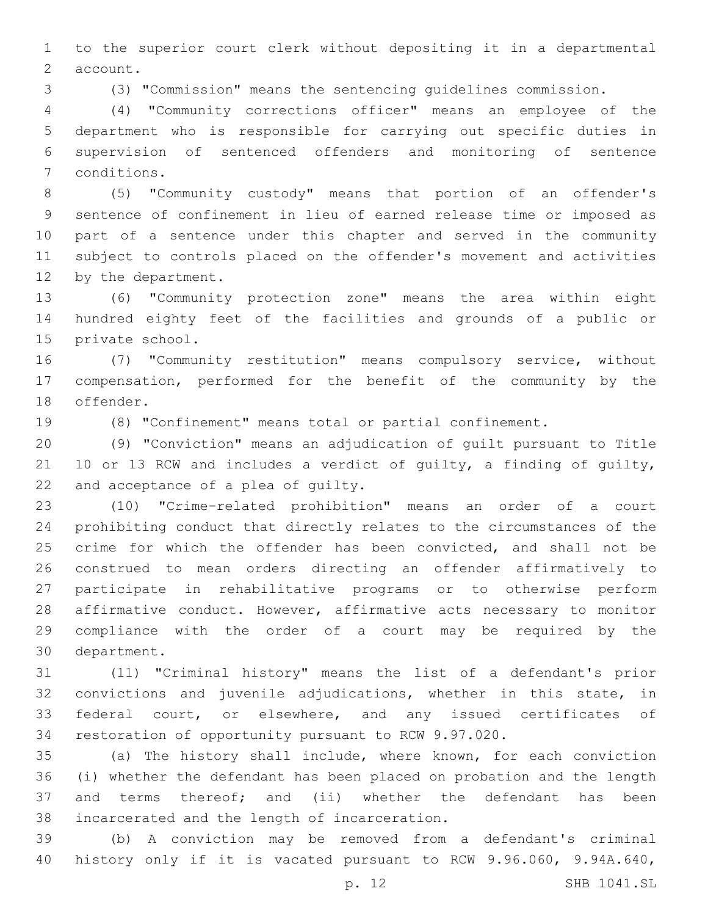to the superior court clerk without depositing it in a departmental account.

(3) "Commission" means the sentencing guidelines commission.

(4) "Community corrections officer" means an employee of the department who is responsible for carrying out specific duties in supervision of sentenced offenders and monitoring of sentence conditions.

(5) "Community custody" means that portion of an offender's sentence of confinement in lieu of earned release time or imposed as part of a sentence under this chapter and served in the community subject to controls placed on the offender's movement and activities by the department.

(6) "Community protection zone" means the area within eight hundred eighty feet of the facilities and grounds of a public or private school.

(7) "Community restitution" means compulsory service, without compensation, performed for the benefit of the community by the offender.

(8) "Confinement" means total or partial confinement.

(9) "Conviction" means an adjudication of guilt pursuant to Title 10 or 13 RCW and includes a verdict of guilty, a finding of guilty, and acceptance of a plea of guilty.

(10) "Crime-related prohibition" means an order of a court prohibiting conduct that directly relates to the circumstances of the crime for which the offender has been convicted, and shall not be construed to mean orders directing an offender affirmatively to participate in rehabilitative programs or to otherwise perform affirmative conduct. However, affirmative acts necessary to monitor compliance with the order of a court may be required by the department.

(11) "Criminal history" means the list of a defendant's prior convictions and juvenile adjudications, whether in this state, in federal court, or elsewhere, and any issued certificates of restoration of opportunity pursuant to RCW 9.97.020.

(a) The history shall include, where known, for each conviction (i) whether the defendant has been placed on probation and the length and terms thereof; and (ii) whether the defendant has been incarcerated and the length of incarceration.

(b) A conviction may be removed from a defendant's criminal history only if it is vacated pursuant to RCW 9.96.060, 9.94A.640,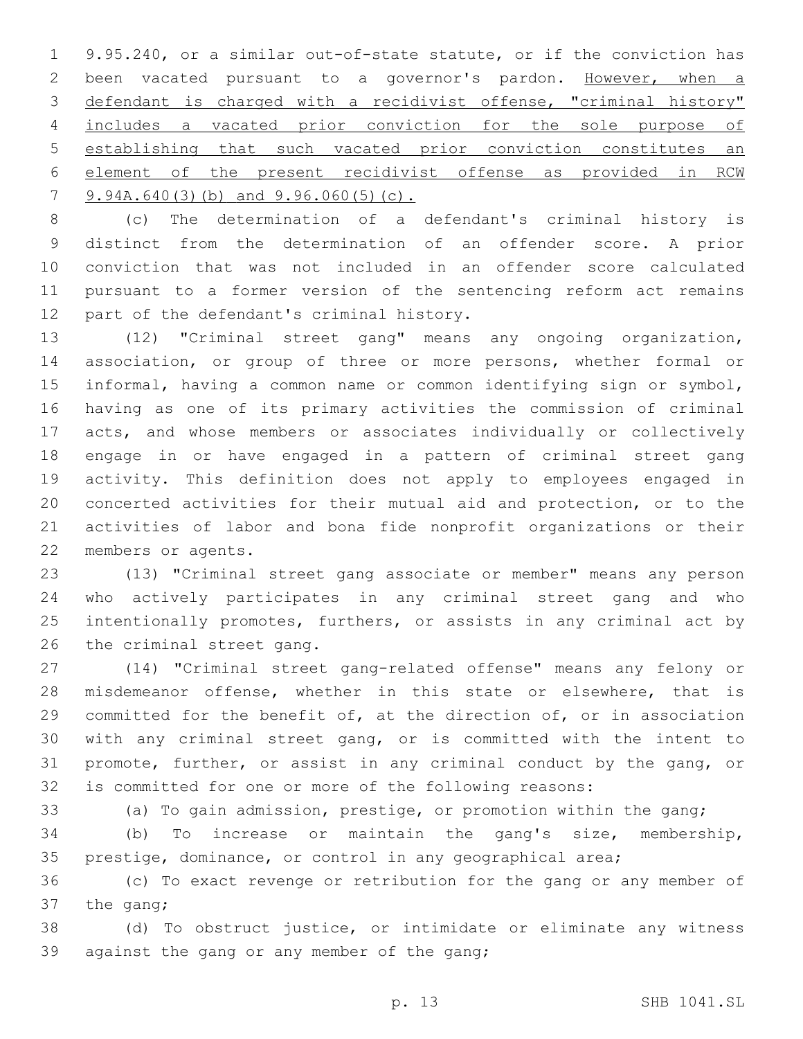9.95.240, or a similar out-of-state statute, or if the conviction has been vacated pursuant to a governor's pardon. <u>However, when a defendant is charged with a recidivist offense, "criminal history" includes a vacated prior conviction for the sole purpose of establishing that such vacated prior conviction constitutes an element of the present recidivist offense as provided in RCW 9.94A.640(3)(b) and 9.96.060(5)(c).</u>

(c) The determination of a defendant's criminal history is distinct from the determination of an offender score. A prior conviction that was not included in an offender score calculated pursuant to a former version of the sentencing reform act remains part of the defendant's criminal history.

(12) "Criminal street gang" means any ongoing organization, association, or group of three or more persons, whether formal or informal, having a common name or common identifying sign or symbol, having as one of its primary activities the commission of criminal acts, and whose members or associates individually or collectively engage in or have engaged in a pattern of criminal street gang activity. This definition does not apply to employees engaged in concerted activities for their mutual aid and protection, or to the activities of labor and bona fide nonprofit organizations or their members or agents.

(13) "Criminal street gang associate or member" means any person who actively participates in any criminal street gang and who intentionally promotes, furthers, or assists in any criminal act by the criminal street gang.

(14) "Criminal street gang-related offense" means any felony or misdemeanor offense, whether in this state or elsewhere, that is committed for the benefit of, at the direction of, or in association with any criminal street gang, or is committed with the intent to promote, further, or assist in any criminal conduct by the gang, or is committed for one or more of the following reasons:

(a) To gain admission, prestige, or promotion within the gang;

(b) To increase or maintain the gang's size, membership, prestige, dominance, or control in any geographical area;

(c) To exact revenge or retribution for the gang or any member of the gang;

(d) To obstruct justice, or intimidate or eliminate any witness against the gang or any member of the gang;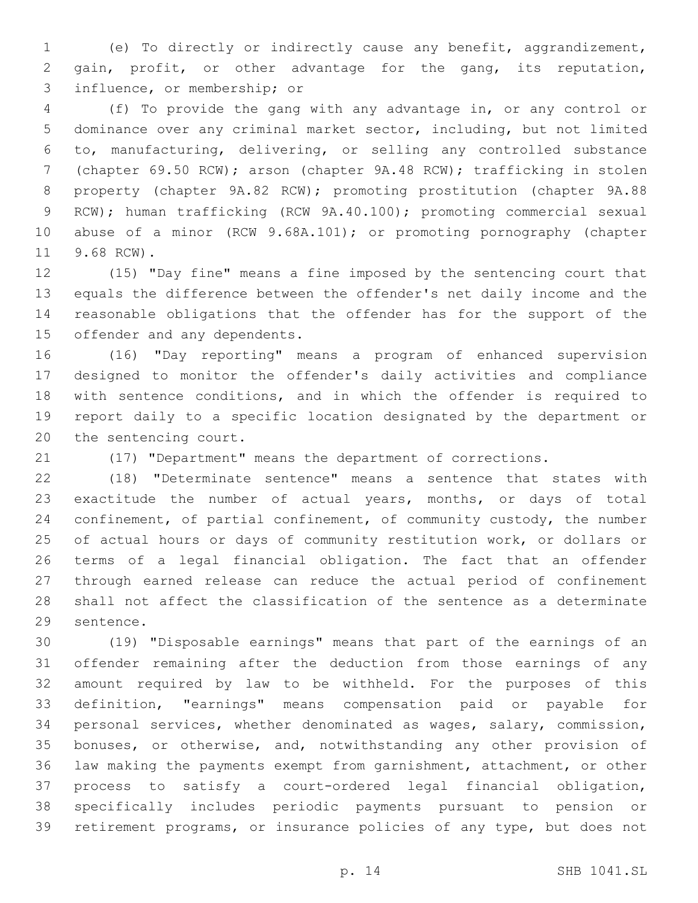(e) To directly or indirectly cause any benefit, aggrandizement, gain, profit, or other advantage for the gang, its reputation, influence, or membership; or

(f) To provide the gang with any advantage in, or any control or dominance over any criminal market sector, including, but not limited to, manufacturing, delivering, or selling any controlled substance (chapter 69.50 RCW); arson (chapter 9A.48 RCW); trafficking in stolen property (chapter 9A.82 RCW); promoting prostitution (chapter 9A.88 RCW); human trafficking (RCW 9A.40.100); promoting commercial sexual abuse of a minor (RCW 9.68A.101); or promoting pornography (chapter 9.68 RCW).

(15) "Day fine" means a fine imposed by the sentencing court that equals the difference between the offender's net daily income and the reasonable obligations that the offender has for the support of the offender and any dependents.

(16) "Day reporting" means a program of enhanced supervision designed to monitor the offender's daily activities and compliance with sentence conditions, and in which the offender is required to report daily to a specific location designated by the department or the sentencing court.

(17) "Department" means the department of corrections.

(18) "Determinate sentence" means a sentence that states with exactitude the number of actual years, months, or days of total confinement, of partial confinement, of community custody, the number of actual hours or days of community restitution work, or dollars or terms of a legal financial obligation. The fact that an offender through earned release can reduce the actual period of confinement shall not affect the classification of the sentence as a determinate sentence.

(19) "Disposable earnings" means that part of the earnings of an offender remaining after the deduction from those earnings of any amount required by law to be withheld. For the purposes of this definition, "earnings" means compensation paid or payable for personal services, whether denominated as wages, salary, commission, bonuses, or otherwise, and, notwithstanding any other provision of law making the payments exempt from garnishment, attachment, or other process to satisfy a court-ordered legal financial obligation, specifically includes periodic payments pursuant to pension or retirement programs, or insurance policies of any type, but does not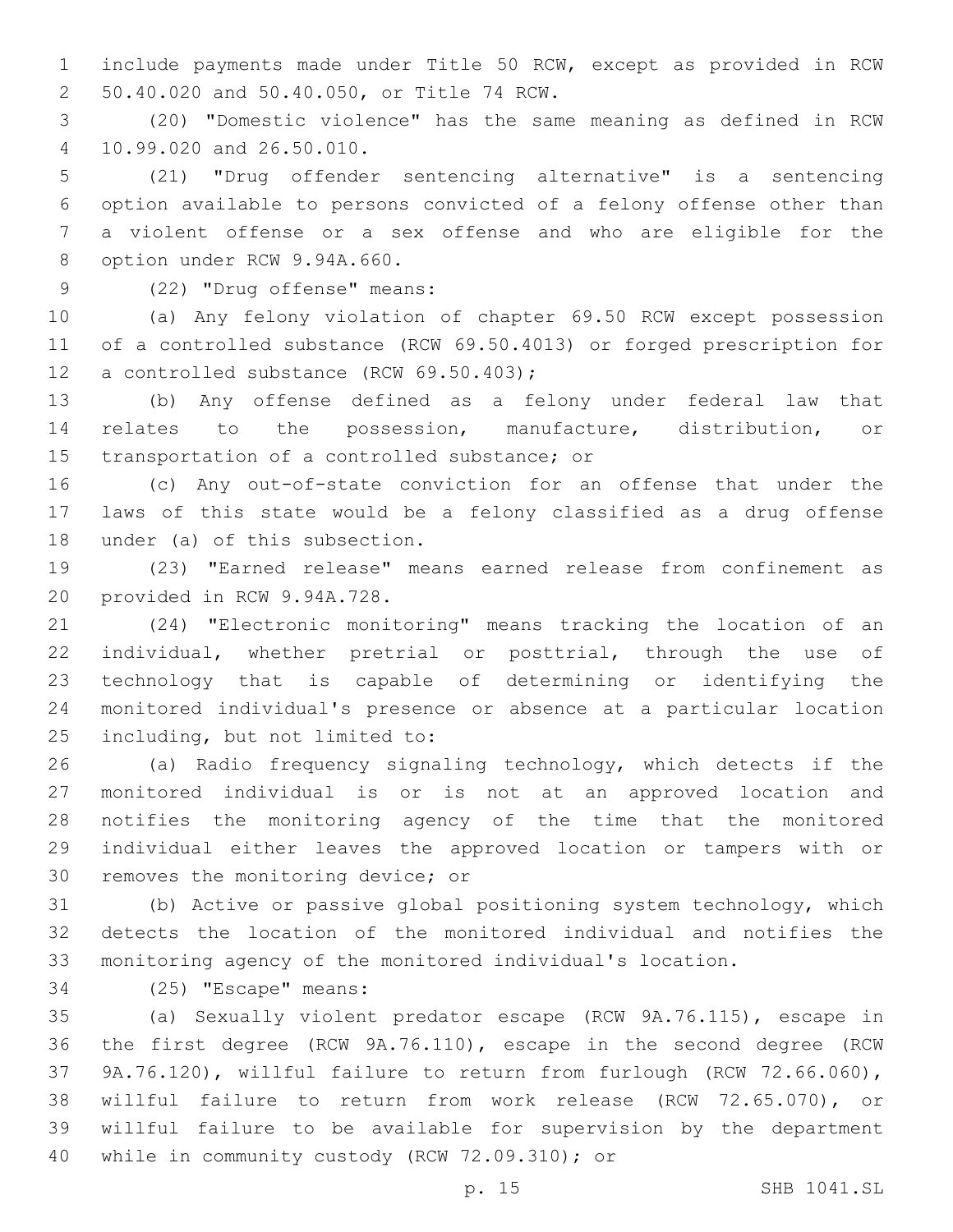include payments made under Title 50 RCW, except as provided in RCW 50.40.020 and 50.40.050, or Title 74 RCW.

(20) "Domestic violence" has the same meaning as defined in RCW 10.99.020 and 26.50.010.

(21) "Drug offender sentencing alternative" is a sentencing option available to persons convicted of a felony offense other than a violent offense or a sex offense and who are eligible for the option under RCW 9.94A.660.

(22) "Drug offense" means:

(a) Any felony violation of chapter 69.50 RCW except possession of a controlled substance (RCW 69.50.4013) or forged prescription for a controlled substance (RCW 69.50.403);

(b) Any offense defined as a felony under federal law that relates to the possession, manufacture, distribution, or transportation of a controlled substance; or

(c) Any out-of-state conviction for an offense that under the laws of this state would be a felony classified as a drug offense under (a) of this subsection.

(23) "Earned release" means earned release from confinement as provided in RCW 9.94A.728.

(24) "Electronic monitoring" means tracking the location of an individual, whether pretrial or posttrial, through the use of technology that is capable of determining or identifying the monitored individual's presence or absence at a particular location including, but not limited to:

(a) Radio frequency signaling technology, which detects if the monitored individual is or is not at an approved location and notifies the monitoring agency of the time that the monitored individual either leaves the approved location or tampers with or removes the monitoring device; or

(b) Active or passive global positioning system technology, which detects the location of the monitored individual and notifies the monitoring agency of the monitored individual's location.

(25) "Escape" means:

(a) Sexually violent predator escape (RCW 9A.76.115), escape in the first degree (RCW 9A.76.110), escape in the second degree (RCW 9A.76.120), willful failure to return from furlough (RCW 72.66.060), willful failure to return from work release (RCW 72.65.070), or willful failure to be available for supervision by the department while in community custody (RCW 72.09.310); or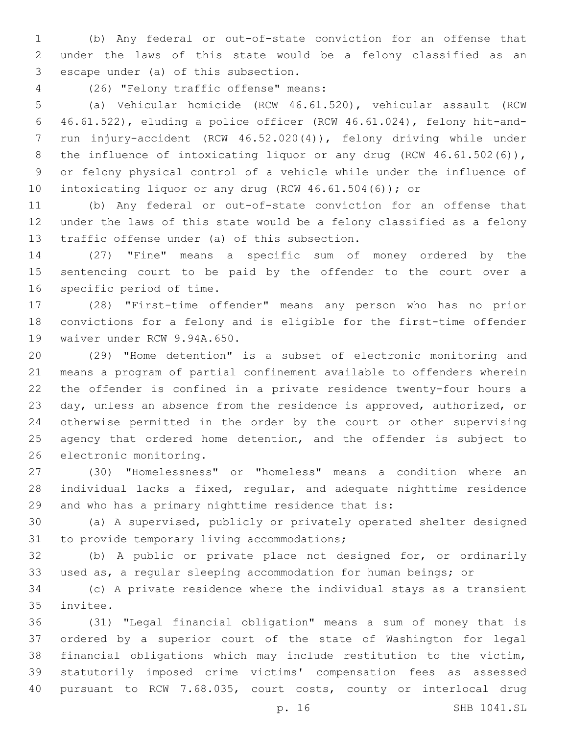(b) Any federal or out-of-state conviction for an offense that under the laws of this state would be a felony classified as an escape under (a) of this subsection.

(26) "Felony traffic offense" means:

(a) Vehicular homicide (RCW 46.61.520), vehicular assault (RCW 46.61.522), eluding a police officer (RCW 46.61.024), felony hit-and-run injury-accident (RCW 46.52.020(4)), felony driving while under the influence of intoxicating liquor or any drug (RCW 46.61.502(6)), or felony physical control of a vehicle while under the influence of intoxicating liquor or any drug (RCW 46.61.504(6)); or

(b) Any federal or out-of-state conviction for an offense that under the laws of this state would be a felony classified as a felony traffic offense under (a) of this subsection.

(27) "Fine" means a specific sum of money ordered by the sentencing court to be paid by the offender to the court over a specific period of time.

(28) "First-time offender" means any person who has no prior convictions for a felony and is eligible for the first-time offender waiver under RCW 9.94A.650.

(29) "Home detention" is a subset of electronic monitoring and means a program of partial confinement available to offenders wherein the offender is confined in a private residence twenty-four hours a day, unless an absence from the residence is approved, authorized, or otherwise permitted in the order by the court or other supervising agency that ordered home detention, and the offender is subject to electronic monitoring.

(30) "Homelessness" or "homeless" means a condition where an individual lacks a fixed, regular, and adequate nighttime residence and who has a primary nighttime residence that is:

(a) A supervised, publicly or privately operated shelter designed to provide temporary living accommodations;

(b) A public or private place not designed for, or ordinarily used as, a regular sleeping accommodation for human beings; or

(c) A private residence where the individual stays as a transient invitee.

(31) "Legal financial obligation" means a sum of money that is ordered by a superior court of the state of Washington for legal financial obligations which may include restitution to the victim, statutorily imposed crime victims' compensation fees as assessed pursuant to RCW 7.68.035, court costs, county or interlocal drug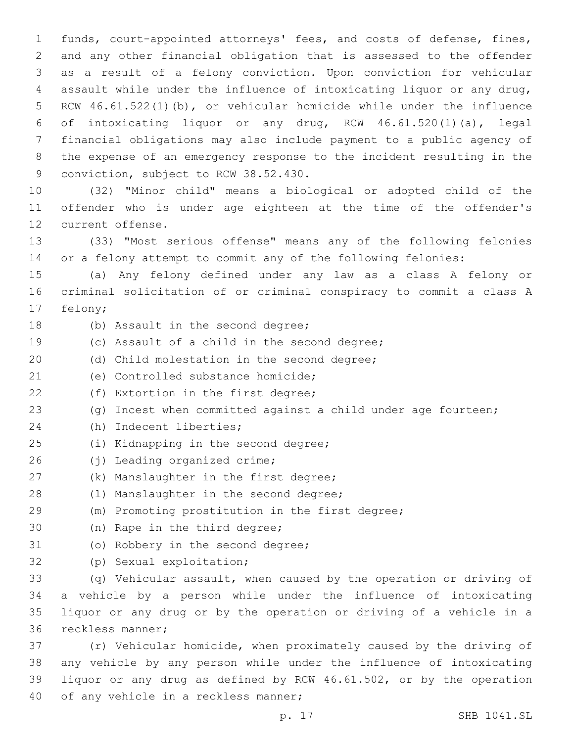funds, court-appointed attorneys' fees, and costs of defense, fines, and any other financial obligation that is assessed to the offender as a result of a felony conviction. Upon conviction for vehicular assault while under the influence of intoxicating liquor or any drug, RCW 46.61.522(1)(b), or vehicular homicide while under the influence of intoxicating liquor or any drug, RCW 46.61.520(1)(a), legal financial obligations may also include payment to a public agency of the expense of an emergency response to the incident resulting in the conviction, subject to RCW 38.52.430.

(32) "Minor child" means a biological or adopted child of the offender who is under age eighteen at the time of the offender's current offense.

(33) "Most serious offense" means any of the following felonies or a felony attempt to commit any of the following felonies:

(a) Any felony defined under any law as a class A felony or criminal solicitation of or criminal conspiracy to commit a class A felony;

(b) Assault in the second degree;

(c) Assault of a child in the second degree;

(d) Child molestation in the second degree;

(e) Controlled substance homicide;

(f) Extortion in the first degree;

(g) Incest when committed against a child under age fourteen;

(h) Indecent liberties;

(i) Kidnapping in the second degree;

(j) Leading organized crime;

(k) Manslaughter in the first degree;

(l) Manslaughter in the second degree;

(m) Promoting prostitution in the first degree;

(n) Rape in the third degree;

(o) Robbery in the second degree;

(p) Sexual exploitation;

(q) Vehicular assault, when caused by the operation or driving of a vehicle by a person while under the influence of intoxicating liquor or any drug or by the operation or driving of a vehicle in a reckless manner;

(r) Vehicular homicide, when proximately caused by the driving of any vehicle by any person while under the influence of intoxicating liquor or any drug as defined by RCW 46.61.502, or by the operation of any vehicle in a reckless manner;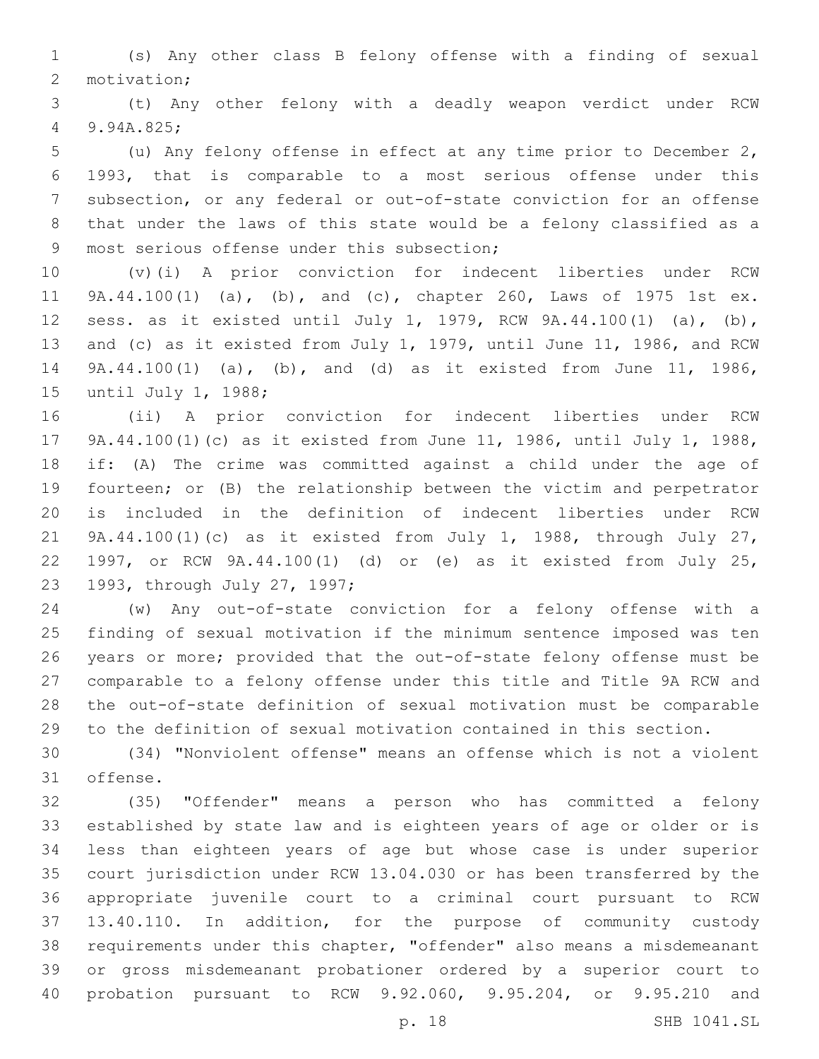(s) Any other class B felony offense with a finding of sexual motivation;

(t) Any other felony with a deadly weapon verdict under RCW 9.94A.825;

(u) Any felony offense in effect at any time prior to December 2, 1993, that is comparable to a most serious offense under this subsection, or any federal or out-of-state conviction for an offense that under the laws of this state would be a felony classified as a most serious offense under this subsection;

(v)(i) A prior conviction for indecent liberties under RCW 9A.44.100(1) (a), (b), and (c), chapter 260, Laws of 1975 1st ex. sess. as it existed until July 1, 1979, RCW 9A.44.100(1) (a), (b), and (c) as it existed from July 1, 1979, until June 11, 1986, and RCW 9A.44.100(1) (a), (b), and (d) as it existed from June 11, 1986, until July 1, 1988;

(ii) A prior conviction for indecent liberties under RCW 9A.44.100(1)(c) as it existed from June 11, 1986, until July 1, 1988, if: (A) The crime was committed against a child under the age of fourteen; or (B) the relationship between the victim and perpetrator is included in the definition of indecent liberties under RCW 9A.44.100(1)(c) as it existed from July 1, 1988, through July 27, 1997, or RCW 9A.44.100(1) (d) or (e) as it existed from July 25, 1993, through July 27, 1997;

(w) Any out-of-state conviction for a felony offense with a finding of sexual motivation if the minimum sentence imposed was ten years or more; provided that the out-of-state felony offense must be comparable to a felony offense under this title and Title 9A RCW and the out-of-state definition of sexual motivation must be comparable to the definition of sexual motivation contained in this section.

(34) "Nonviolent offense" means an offense which is not a violent offense.

(35) "Offender" means a person who has committed a felony established by state law and is eighteen years of age or older or is less than eighteen years of age but whose case is under superior court jurisdiction under RCW 13.04.030 or has been transferred by the appropriate juvenile court to a criminal court pursuant to RCW 13.40.110. In addition, for the purpose of community custody requirements under this chapter, "offender" also means a misdemeanant or gross misdemeanant probationer ordered by a superior court to probation pursuant to RCW 9.92.060, 9.95.204, or 9.95.210 and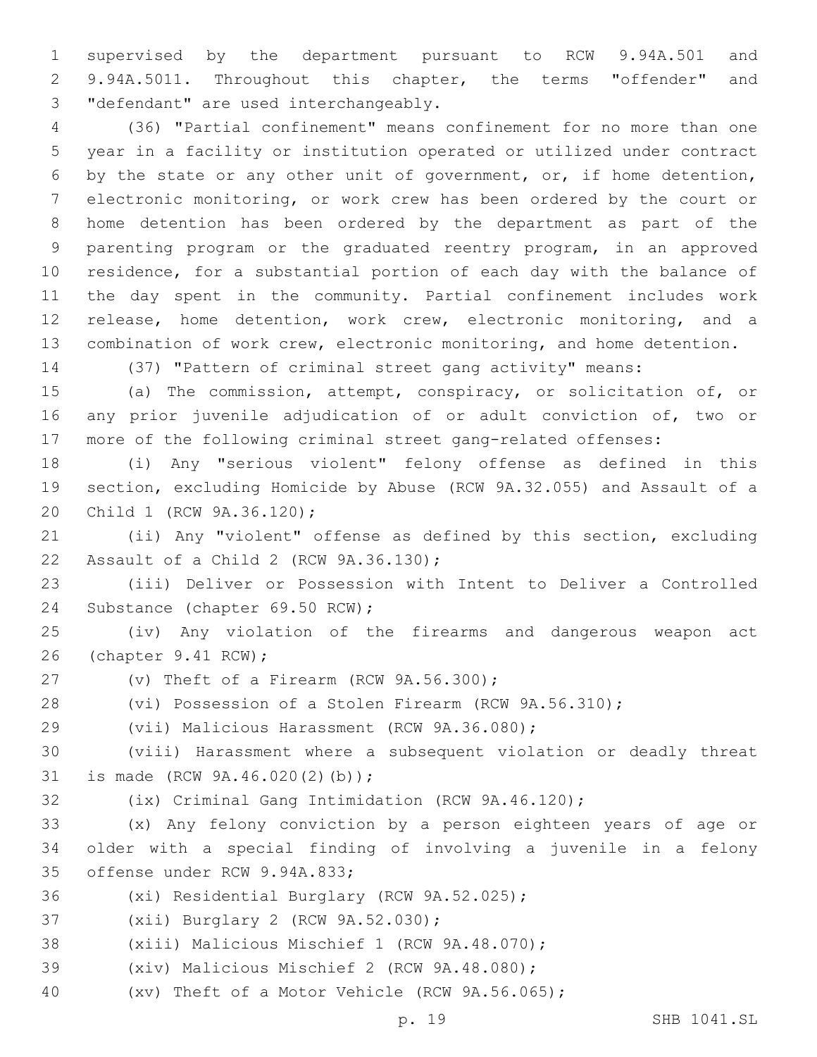supervised by the department pursuant to RCW 9.94A.501 and 9.94A.5011. Throughout this chapter, the terms "offender" and "defendant" are used interchangeably.

(36) "Partial confinement" means confinement for no more than one year in a facility or institution operated or utilized under contract by the state or any other unit of government, or, if home detention, electronic monitoring, or work crew has been ordered by the court or home detention has been ordered by the department as part of the parenting program or the graduated reentry program, in an approved residence, for a substantial portion of each day with the balance of the day spent in the community. Partial confinement includes work release, home detention, work crew, electronic monitoring, and a combination of work crew, electronic monitoring, and home detention.

(37) "Pattern of criminal street gang activity" means:

(a) The commission, attempt, conspiracy, or solicitation of, or any prior juvenile adjudication of or adult conviction of, two or more of the following criminal street gang-related offenses:

(i) Any "serious violent" felony offense as defined in this section, excluding Homicide by Abuse (RCW 9A.32.055) and Assault of a Child 1 (RCW 9A.36.120);

(ii) Any "violent" offense as defined by this section, excluding Assault of a Child 2 (RCW 9A.36.130);

(iii) Deliver or Possession with Intent to Deliver a Controlled Substance (chapter 69.50 RCW);

(iv) Any violation of the firearms and dangerous weapon act (chapter 9.41 RCW);

(v) Theft of a Firearm (RCW 9A.56.300);

(vi) Possession of a Stolen Firearm (RCW 9A.56.310);

(vii) Malicious Harassment (RCW 9A.36.080);

(viii) Harassment where a subsequent violation or deadly threat is made (RCW 9A.46.020(2)(b));

(ix) Criminal Gang Intimidation (RCW 9A.46.120);

(x) Any felony conviction by a person eighteen years of age or older with a special finding of involving a juvenile in a felony offense under RCW 9.94A.833;

(xi) Residential Burglary (RCW 9A.52.025);

(xii) Burglary 2 (RCW 9A.52.030);

(xiii) Malicious Mischief 1 (RCW 9A.48.070);

(xiv) Malicious Mischief 2 (RCW 9A.48.080);

(xv) Theft of a Motor Vehicle (RCW 9A.56.065);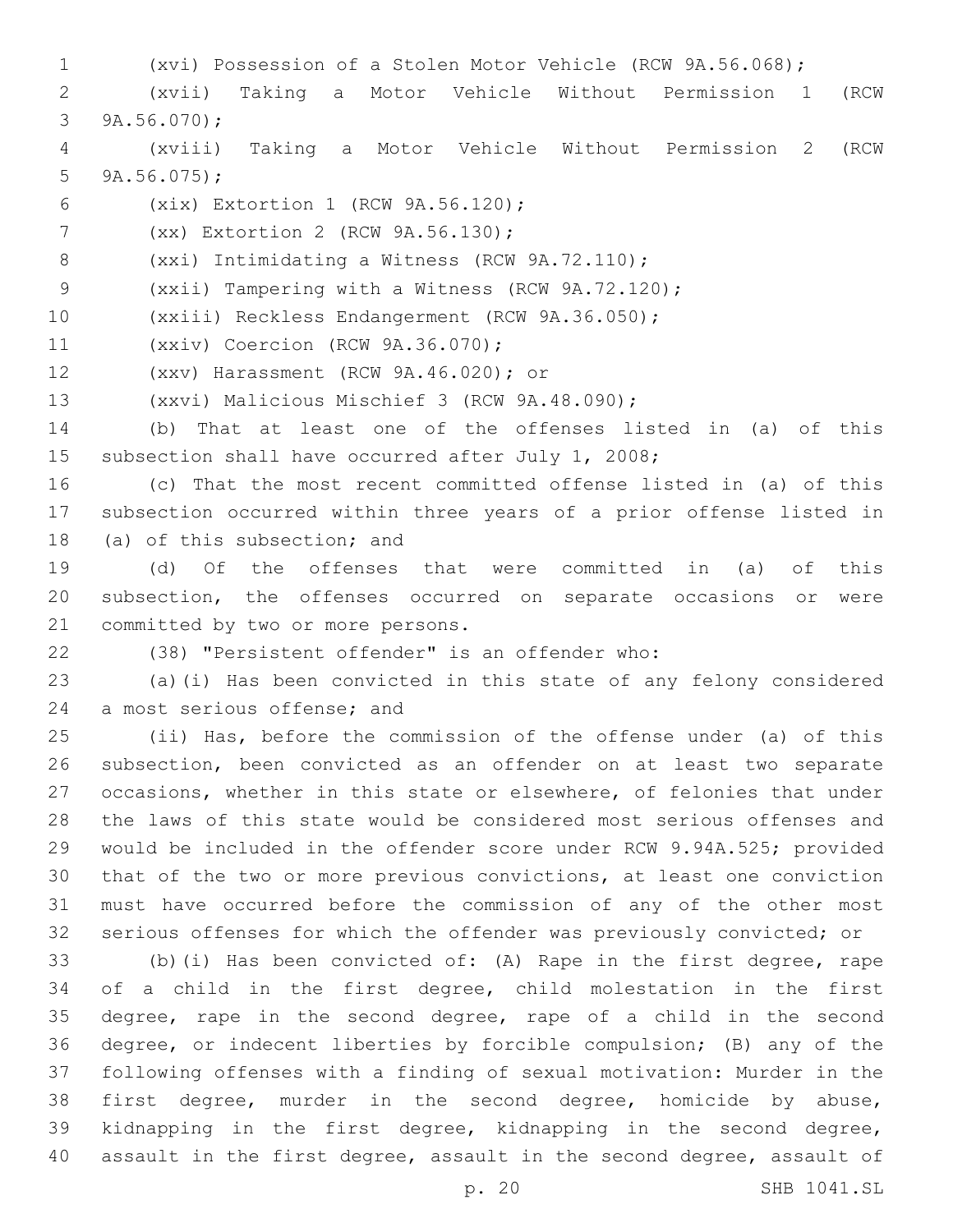(xvi) Possession of a Stolen Motor Vehicle (RCW 9A.56.068);

(xvii) Taking a Motor Vehicle Without Permission 1 (RCW 9A.56.070);

(xviii) Taking a Motor Vehicle Without Permission 2 (RCW 9A.56.075);

(xix) Extortion 1 (RCW 9A.56.120);

(xx) Extortion 2 (RCW 9A.56.130);

(xxi) Intimidating a Witness (RCW 9A.72.110);

(xxii) Tampering with a Witness (RCW 9A.72.120);

(xxiii) Reckless Endangerment (RCW 9A.36.050);

(xxiv) Coercion (RCW 9A.36.070);

(xxv) Harassment (RCW 9A.46.020); or

(xxvi) Malicious Mischief 3 (RCW 9A.48.090);

(b) That at least one of the offenses listed in (a) of this subsection shall have occurred after July 1, 2008;

(c) That the most recent committed offense listed in (a) of this subsection occurred within three years of a prior offense listed in (a) of this subsection; and

(d) Of the offenses that were committed in (a) of this subsection, the offenses occurred on separate occasions or were committed by two or more persons.

(38) "Persistent offender" is an offender who:

(a)(i) Has been convicted in this state of any felony considered a most serious offense; and

(ii) Has, before the commission of the offense under (a) of this subsection, been convicted as an offender on at least two separate occasions, whether in this state or elsewhere, of felonies that under the laws of this state would be considered most serious offenses and would be included in the offender score under RCW 9.94A.525; provided that of the two or more previous convictions, at least one conviction must have occurred before the commission of any of the other most serious offenses for which the offender was previously convicted; or

(b)(i) Has been convicted of: (A) Rape in the first degree, rape of a child in the first degree, child molestation in the first degree, rape in the second degree, rape of a child in the second degree, or indecent liberties by forcible compulsion; (B) any of the following offenses with a finding of sexual motivation: Murder in the first degree, murder in the second degree, homicide by abuse, kidnapping in the first degree, kidnapping in the second degree, assault in the first degree, assault in the second degree, assault of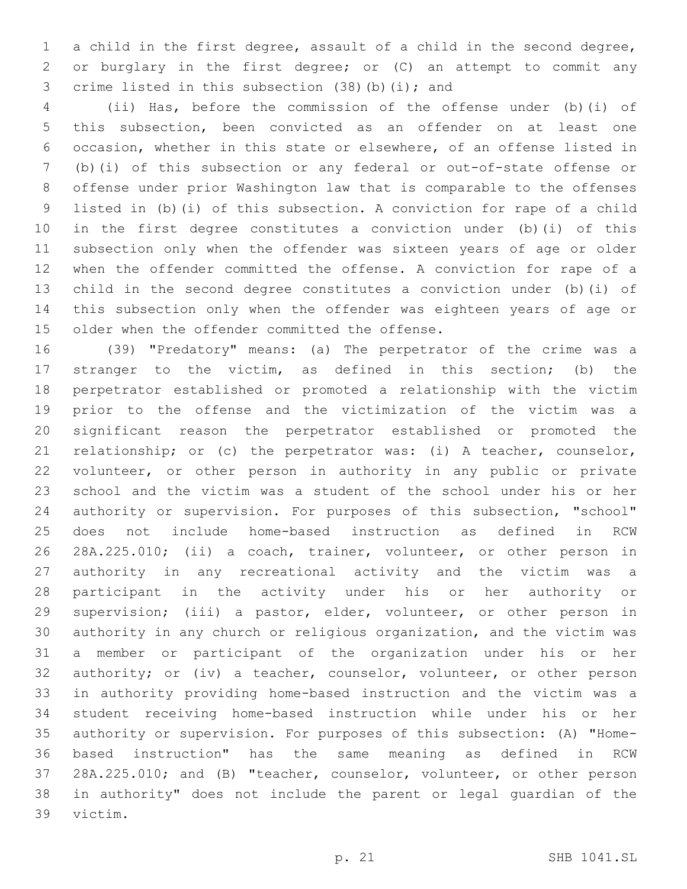a child in the first degree, assault of a child in the second degree, or burglary in the first degree; or (C) an attempt to commit any crime listed in this subsection (38)(b)(i); and

(ii) Has, before the commission of the offense under (b)(i) of this subsection, been convicted as an offender on at least one occasion, whether in this state or elsewhere, of an offense listed in (b)(i) of this subsection or any federal or out-of-state offense or offense under prior Washington law that is comparable to the offenses listed in (b)(i) of this subsection. A conviction for rape of a child in the first degree constitutes a conviction under (b)(i) of this subsection only when the offender was sixteen years of age or older when the offender committed the offense. A conviction for rape of a child in the second degree constitutes a conviction under (b)(i) of this subsection only when the offender was eighteen years of age or older when the offender committed the offense.

(39) "Predatory" means: (a) The perpetrator of the crime was a stranger to the victim, as defined in this section; (b) the perpetrator established or promoted a relationship with the victim prior to the offense and the victimization of the victim was a significant reason the perpetrator established or promoted the relationship; or (c) the perpetrator was: (i) A teacher, counselor, volunteer, or other person in authority in any public or private school and the victim was a student of the school under his or her authority or supervision. For purposes of this subsection, "school" does not include home-based instruction as defined in RCW 28A.225.010; (ii) a coach, trainer, volunteer, or other person in authority in any recreational activity and the victim was a participant in the activity under his or her authority or supervision; (iii) a pastor, elder, volunteer, or other person in authority in any church or religious organization, and the victim was a member or participant of the organization under his or her authority; or (iv) a teacher, counselor, volunteer, or other person in authority providing home-based instruction and the victim was a student receiving home-based instruction while under his or her authority or supervision. For purposes of this subsection: (A) "Home-based instruction" has the same meaning as defined in RCW 28A.225.010; and (B) "teacher, counselor, volunteer, or other person in authority" does not include the parent or legal guardian of the victim.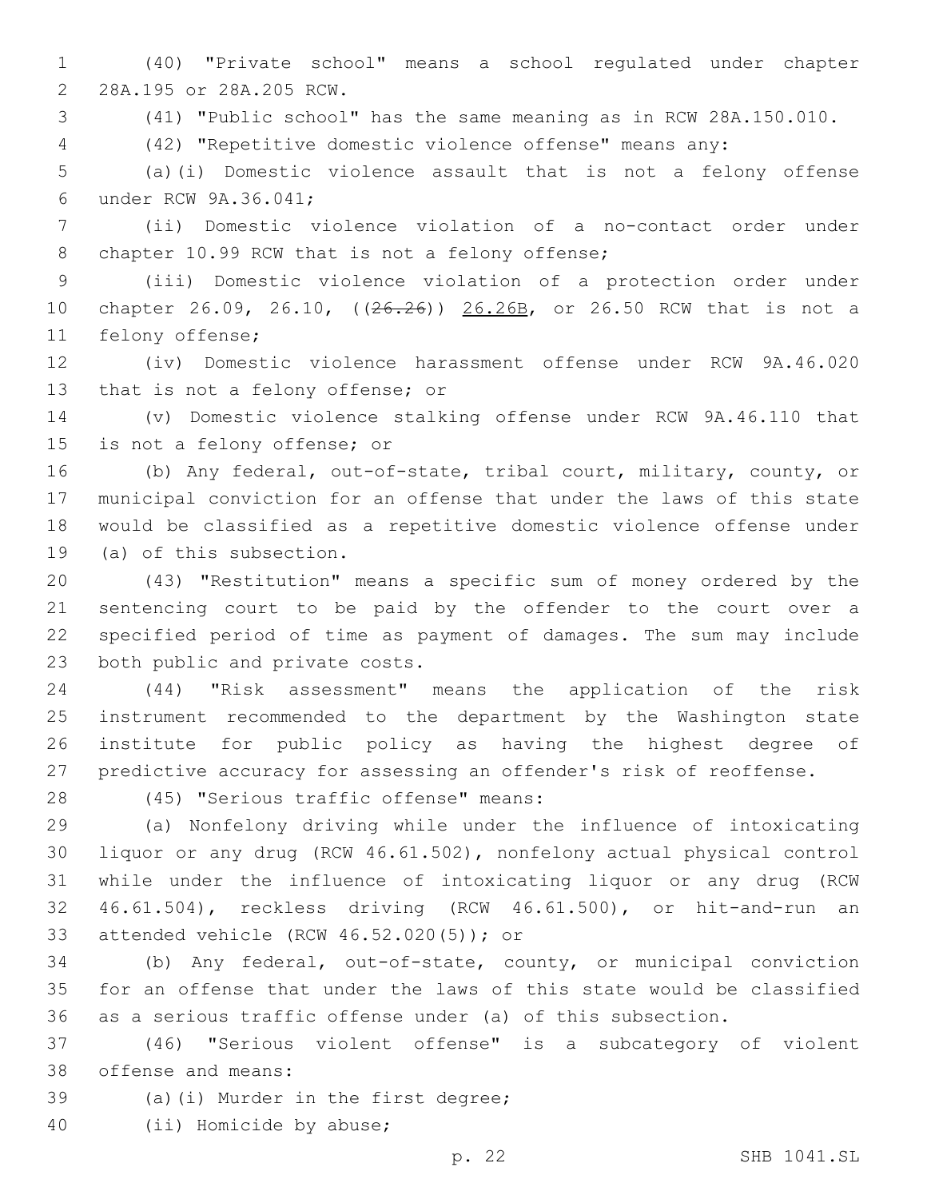(40) "Private school" means a school regulated under chapter 28A.195 or 28A.205 RCW.

(41) "Public school" has the same meaning as in RCW 28A.150.010.

(42) "Repetitive domestic violence offense" means any:

(a)(i) Domestic violence assault that is not a felony offense under RCW 9A.36.041;

(ii) Domestic violence violation of a no-contact order under chapter 10.99 RCW that is not a felony offense;

(iii) Domestic violence violation of a protection order under chapter 26.09, 26.10, ((~~26.26~~)) <u>26.26B</u>, or 26.50 RCW that is not a felony offense;

(iv) Domestic violence harassment offense under RCW 9A.46.020 that is not a felony offense; or

(v) Domestic violence stalking offense under RCW 9A.46.110 that is not a felony offense; or

(b) Any federal, out-of-state, tribal court, military, county, or municipal conviction for an offense that under the laws of this state would be classified as a repetitive domestic violence offense under (a) of this subsection.

(43) "Restitution" means a specific sum of money ordered by the sentencing court to be paid by the offender to the court over a specified period of time as payment of damages. The sum may include both public and private costs.

(44) "Risk assessment" means the application of the risk instrument recommended to the department by the Washington state institute for public policy as having the highest degree of predictive accuracy for assessing an offender's risk of reoffense.

(45) "Serious traffic offense" means:

(a) Nonfelony driving while under the influence of intoxicating liquor or any drug (RCW 46.61.502), nonfelony actual physical control while under the influence of intoxicating liquor or any drug (RCW 46.61.504), reckless driving (RCW 46.61.500), or hit-and-run an attended vehicle (RCW 46.52.020(5)); or

(b) Any federal, out-of-state, county, or municipal conviction for an offense that under the laws of this state would be classified as a serious traffic offense under (a) of this subsection.

(46) "Serious violent offense" is a subcategory of violent offense and means:

(a)(i) Murder in the first degree;

(ii) Homicide by abuse;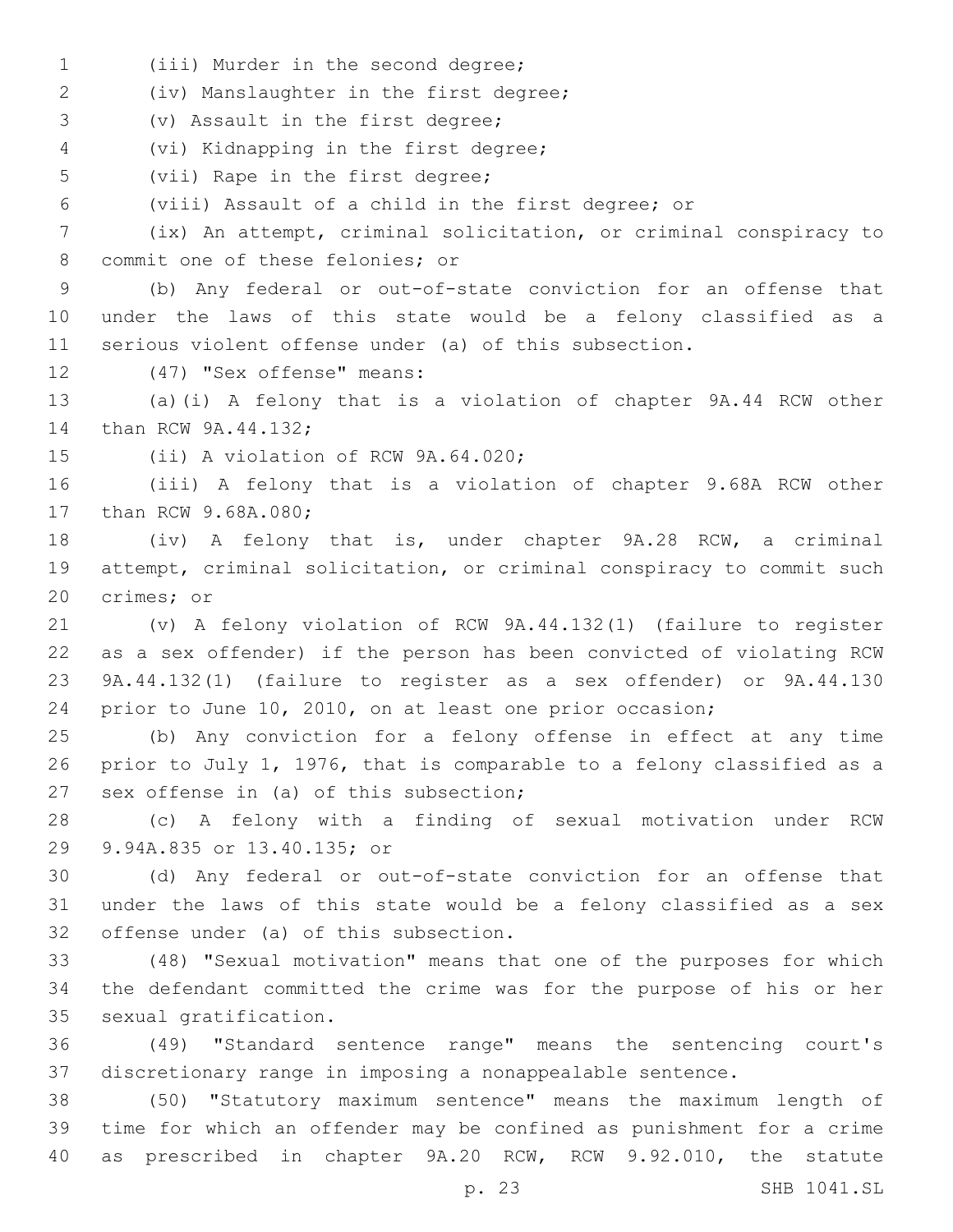(iii) Murder in the second degree;

(iv) Manslaughter in the first degree;

(v) Assault in the first degree;

(vi) Kidnapping in the first degree;

(vii) Rape in the first degree;

(viii) Assault of a child in the first degree; or

(ix) An attempt, criminal solicitation, or criminal conspiracy to commit one of these felonies; or

(b) Any federal or out-of-state conviction for an offense that under the laws of this state would be a felony classified as a serious violent offense under (a) of this subsection.

(47) "Sex offense" means:

(a)(i) A felony that is a violation of chapter 9A.44 RCW other than RCW 9A.44.132;

(ii) A violation of RCW 9A.64.020;

(iii) A felony that is a violation of chapter 9.68A RCW other than RCW 9.68A.080;

(iv) A felony that is, under chapter 9A.28 RCW, a criminal attempt, criminal solicitation, or criminal conspiracy to commit such crimes; or

(v) A felony violation of RCW 9A.44.132(1) (failure to register as a sex offender) if the person has been convicted of violating RCW 9A.44.132(1) (failure to register as a sex offender) or 9A.44.130 prior to June 10, 2010, on at least one prior occasion;

(b) Any conviction for a felony offense in effect at any time prior to July 1, 1976, that is comparable to a felony classified as a sex offense in (a) of this subsection;

(c) A felony with a finding of sexual motivation under RCW 9.94A.835 or 13.40.135; or

(d) Any federal or out-of-state conviction for an offense that under the laws of this state would be a felony classified as a sex offense under (a) of this subsection.

(48) "Sexual motivation" means that one of the purposes for which the defendant committed the crime was for the purpose of his or her sexual gratification.

(49) "Standard sentence range" means the sentencing court's discretionary range in imposing a nonappealable sentence.

(50) "Statutory maximum sentence" means the maximum length of time for which an offender may be confined as punishment for a crime as prescribed in chapter 9A.20 RCW, RCW 9.92.010, the statute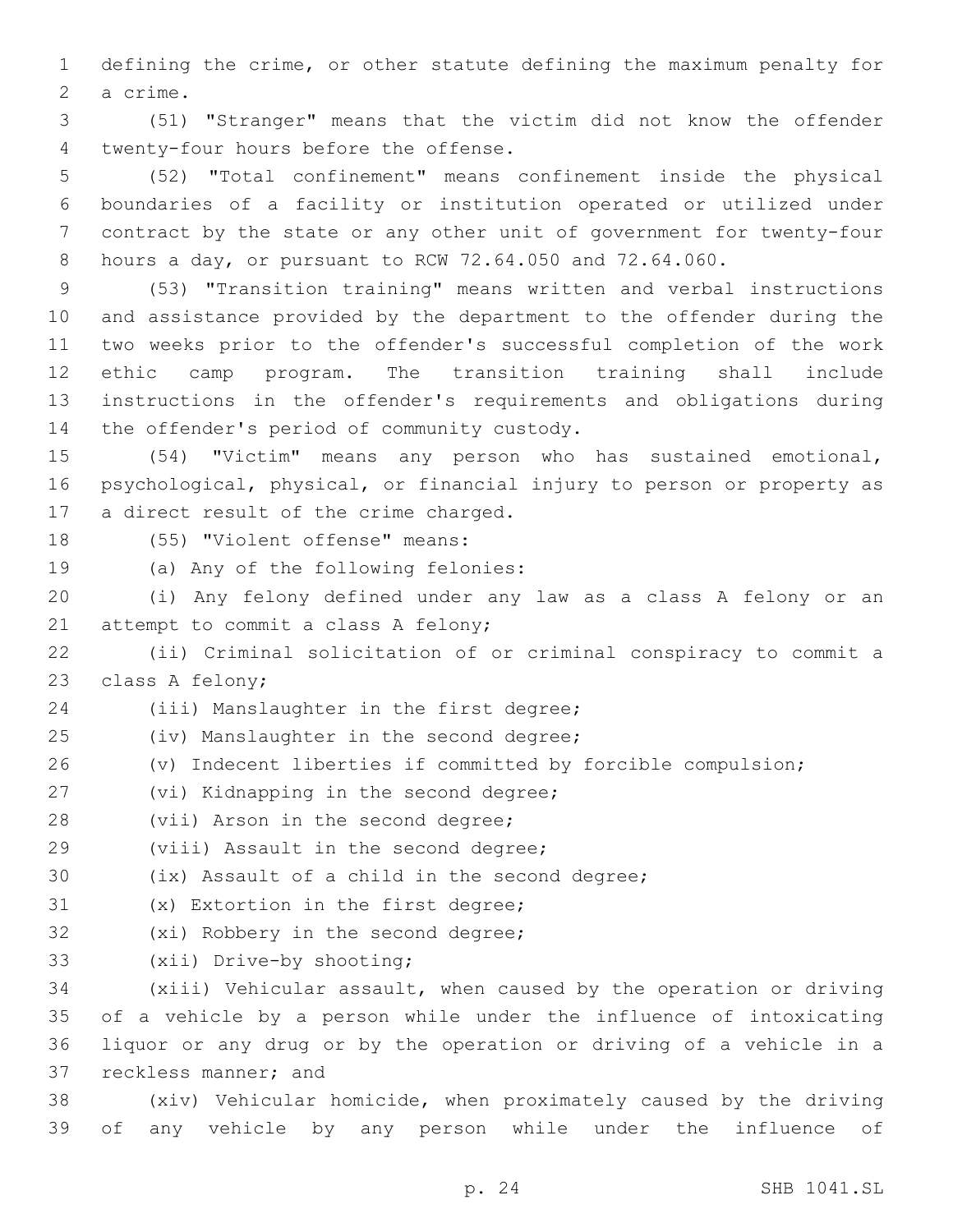defining the crime, or other statute defining the maximum penalty for a crime.

(51) "Stranger" means that the victim did not know the offender twenty-four hours before the offense.

(52) "Total confinement" means confinement inside the physical boundaries of a facility or institution operated or utilized under contract by the state or any other unit of government for twenty-four hours a day, or pursuant to RCW 72.64.050 and 72.64.060.

(53) "Transition training" means written and verbal instructions and assistance provided by the department to the offender during the two weeks prior to the offender's successful completion of the work ethic camp program. The transition training shall include instructions in the offender's requirements and obligations during the offender's period of community custody.

(54) "Victim" means any person who has sustained emotional, psychological, physical, or financial injury to person or property as a direct result of the crime charged.

(55) "Violent offense" means:

(a) Any of the following felonies:

(i) Any felony defined under any law as a class A felony or an attempt to commit a class A felony;

(ii) Criminal solicitation of or criminal conspiracy to commit a class A felony;

(iii) Manslaughter in the first degree;

(iv) Manslaughter in the second degree;

(v) Indecent liberties if committed by forcible compulsion;

(vi) Kidnapping in the second degree;

(vii) Arson in the second degree;

(viii) Assault in the second degree;

(ix) Assault of a child in the second degree;

(x) Extortion in the first degree;

(xi) Robbery in the second degree;

(xii) Drive-by shooting;

(xiii) Vehicular assault, when caused by the operation or driving of a vehicle by a person while under the influence of intoxicating liquor or any drug or by the operation or driving of a vehicle in a reckless manner; and

(xiv) Vehicular homicide, when proximately caused by the driving of any vehicle by any person while under the influence of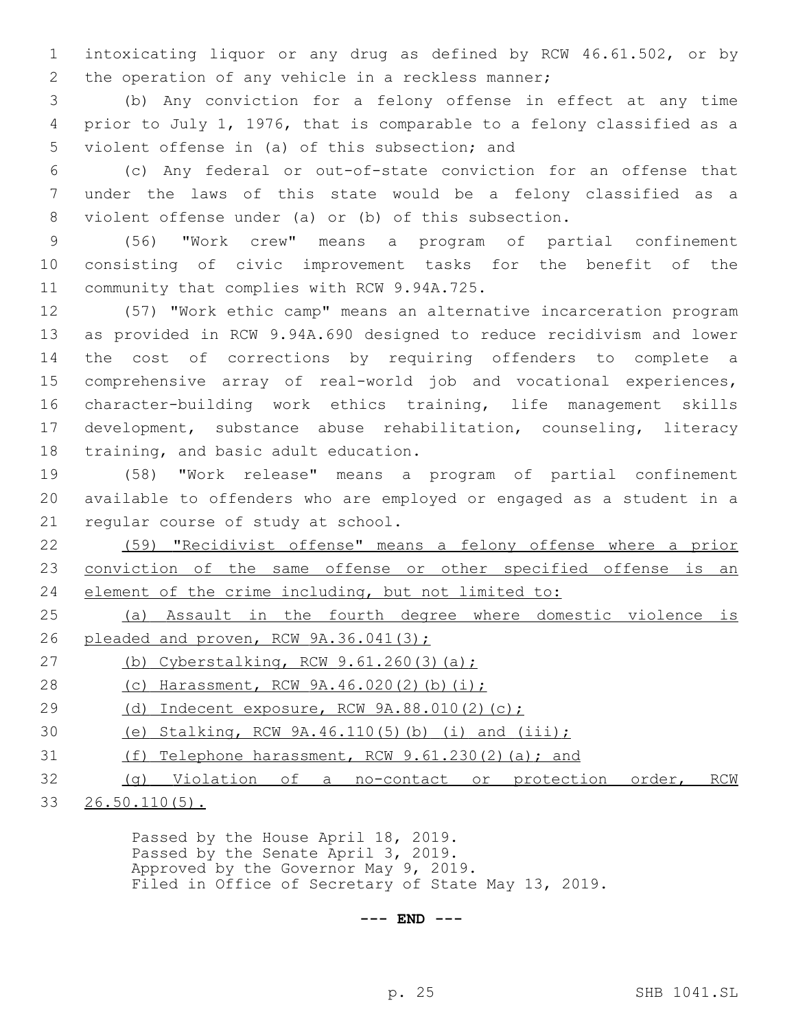intoxicating liquor or any drug as defined by RCW 46.61.502, or by the operation of any vehicle in a reckless manner;

(b) Any conviction for a felony offense in effect at any time prior to July 1, 1976, that is comparable to a felony classified as a violent offense in (a) of this subsection; and

(c) Any federal or out-of-state conviction for an offense that under the laws of this state would be a felony classified as a violent offense under (a) or (b) of this subsection.

(56) "Work crew" means a program of partial confinement consisting of civic improvement tasks for the benefit of the community that complies with RCW 9.94A.725.

(57) "Work ethic camp" means an alternative incarceration program as provided in RCW 9.94A.690 designed to reduce recidivism and lower the cost of corrections by requiring offenders to complete a comprehensive array of real-world job and vocational experiences, character-building work ethics training, life management skills development, substance abuse rehabilitation, counseling, literacy training, and basic adult education.

(58) "Work release" means a program of partial confinement available to offenders who are employed or engaged as a student in a regular course of study at school.

<u>(59) "Recidivist offense" means a felony offense where a prior conviction of the same offense or other specified offense is an element of the crime including, but not limited to:</u>

<u>(a) Assault in the fourth degree where domestic violence is pleaded and proven, RCW 9A.36.041(3);</u>

<u>(b) Cyberstalking, RCW 9.61.260(3)(a);</u>

<u>(c) Harassment, RCW 9A.46.020(2)(b)(i);</u>

<u>(d) Indecent exposure, RCW 9A.88.010(2)(c);</u>

<u>(e) Stalking, RCW 9A.46.110(5)(b) (i) and (iii);</u>

<u>(f) Telephone harassment, RCW 9.61.230(2)(a); and</u>

<u>(g) Violation of a no-contact or protection order, RCW 26.50.110(5).</u>

Passed by the House April 18, 2019.
Passed by the Senate April 3, 2019.
Approved by the Governor May 9, 2019.
Filed in Office of Secretary of State May 13, 2019.

**--- END ---**